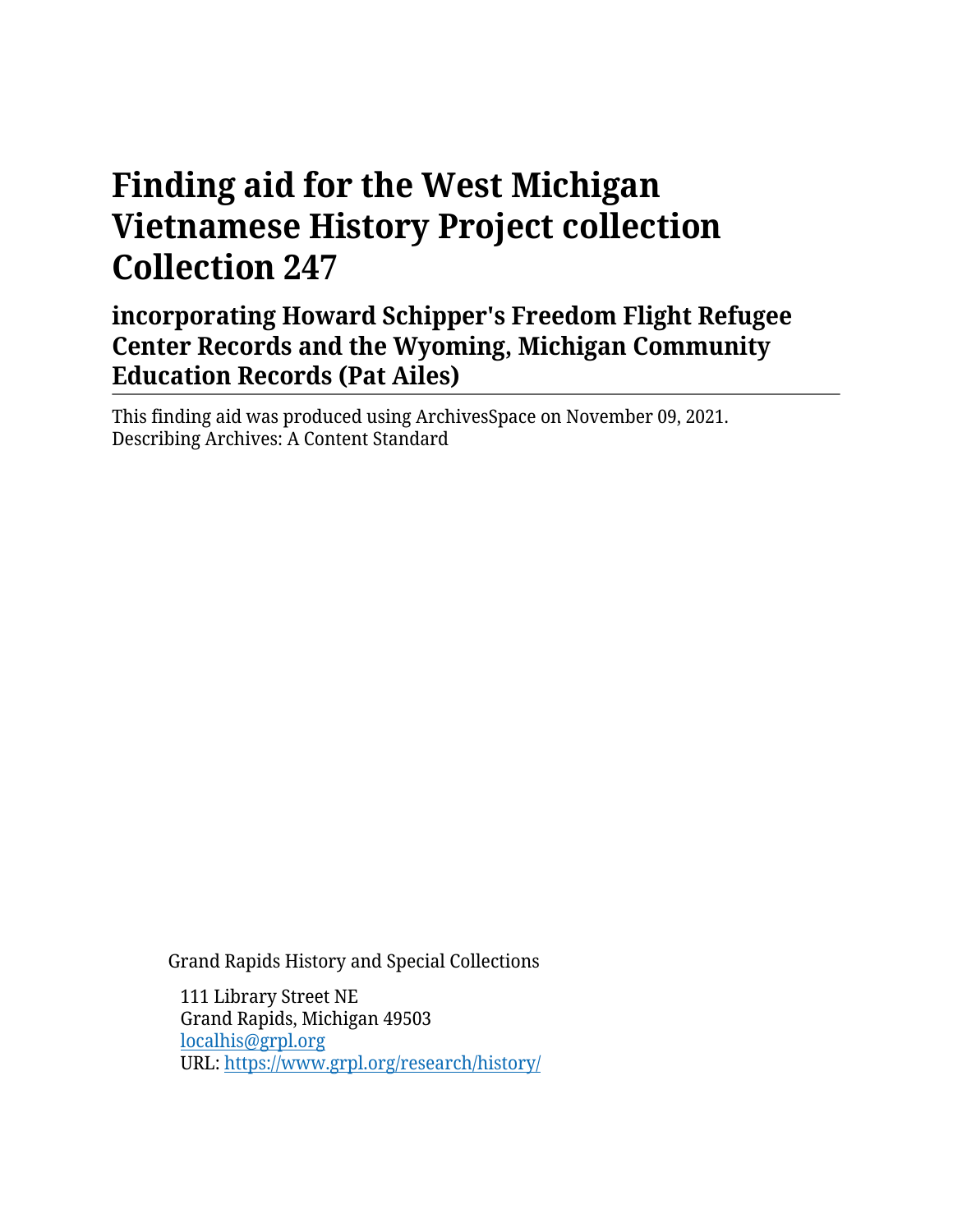# Finding aid for the West Michigan Vietnamese History Project collection Collection 247

## incorporating Howard Schipper's Freedom Flight Refugee Center Records and the Wyoming, Michigan Community Education Records (Pat Ailes)

---

This finding aid was produced using ArchivesSpace on November 09, 2021.
Describing Archives: A Content Standard

Grand Rapids History and Special Collections

111 Library Street NE
Grand Rapids, Michigan 49503
localhis@grpl.org
URL: https://www.grpl.org/research/history/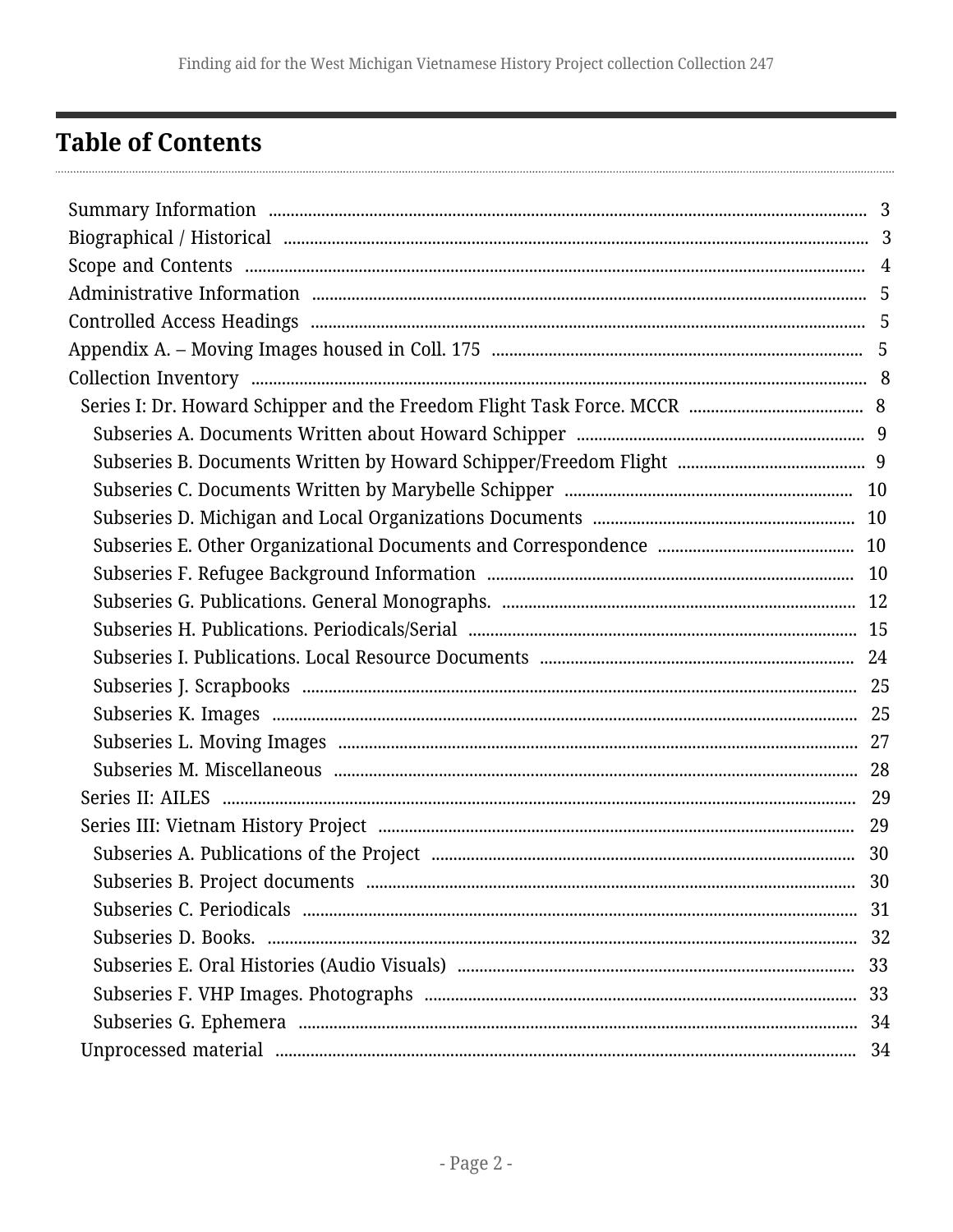# Table of Contents

- Summary Information ..... 3
- Biographical / Historical ..... 3
- Scope and Contents ..... 4
- Administrative Information ..... 5
- Controlled Access Headings ..... 5
- Appendix A. – Moving Images housed in Coll. 175 ..... 5
- Collection Inventory ..... 8
  - Series I: Dr. Howard Schipper and the Freedom Flight Task Force. MCCR ..... 8
    - Subseries A. Documents Written about Howard Schipper ..... 9
    - Subseries B. Documents Written by Howard Schipper/Freedom Flight ..... 9
    - Subseries C. Documents Written by Marybelle Schipper ..... 10
    - Subseries D. Michigan and Local Organizations Documents ..... 10
    - Subseries E. Other Organizational Documents and Correspondence ..... 10
    - Subseries F. Refugee Background Information ..... 10
    - Subseries G. Publications. General Monographs. ..... 12
    - Subseries H. Publications. Periodicals/Serial ..... 15
    - Subseries I. Publications. Local Resource Documents ..... 24
    - Subseries J. Scrapbooks ..... 25
    - Subseries K. Images ..... 25
    - Subseries L. Moving Images ..... 27
    - Subseries M. Miscellaneous ..... 28
  - Series II: AILES ..... 29
  - Series III: Vietnam History Project ..... 29
    - Subseries A. Publications of the Project ..... 30
    - Subseries B. Project documents ..... 30
    - Subseries C. Periodicals ..... 31
    - Subseries D. Books. ..... 32
    - Subseries E. Oral Histories (Audio Visuals) ..... 33
    - Subseries F. VHP Images. Photographs ..... 33
    - Subseries G. Ephemera ..... 34
  - Unprocessed material ..... 34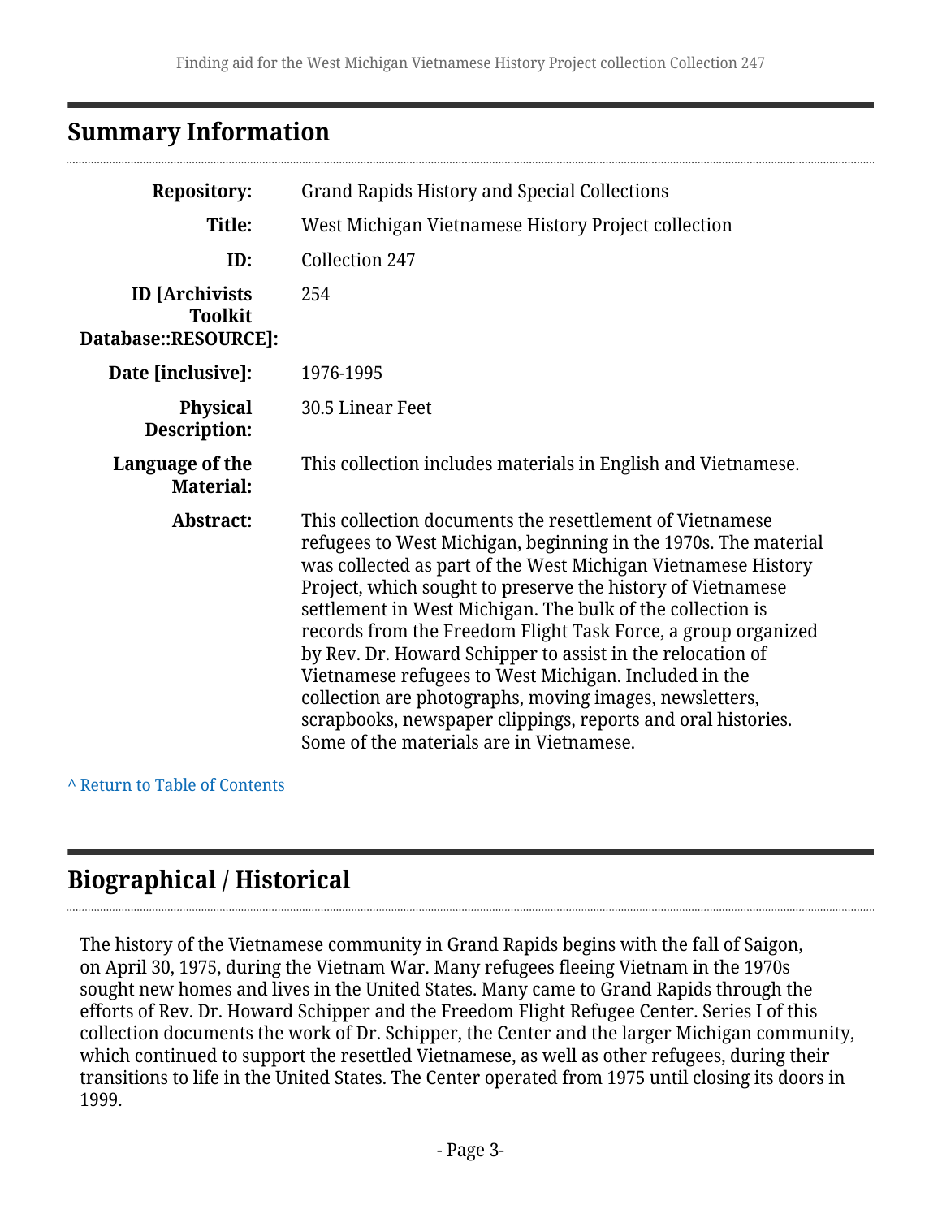## Summary Information

| | |
|---|---|
| **Repository:** | Grand Rapids History and Special Collections |
| **Title:** | West Michigan Vietnamese History Project collection |
| **ID:** | Collection 247 |
| **ID [Archivists Toolkit Database::RESOURCE]:** | 254 |
| **Date [inclusive]:** | 1976-1995 |
| **Physical Description:** | 30.5 Linear Feet |
| **Language of the Material:** | This collection includes materials in English and Vietnamese. |
| **Abstract:** | This collection documents the resettlement of Vietnamese refugees to West Michigan, beginning in the 1970s. The material was collected as part of the West Michigan Vietnamese History Project, which sought to preserve the history of Vietnamese settlement in West Michigan. The bulk of the collection is records from the Freedom Flight Task Force, a group organized by Rev. Dr. Howard Schipper to assist in the relocation of Vietnamese refugees to West Michigan. Included in the collection are photographs, moving images, newsletters, scrapbooks, newspaper clippings, reports and oral histories. Some of the materials are in Vietnamese. |

^ Return to Table of Contents

## Biographical / Historical

The history of the Vietnamese community in Grand Rapids begins with the fall of Saigon, on April 30, 1975, during the Vietnam War. Many refugees fleeing Vietnam in the 1970s sought new homes and lives in the United States. Many came to Grand Rapids through the efforts of Rev. Dr. Howard Schipper and the Freedom Flight Refugee Center. Series I of this collection documents the work of Dr. Schipper, the Center and the larger Michigan community, which continued to support the resettled Vietnamese, as well as other refugees, during their transitions to life in the United States. The Center operated from 1975 until closing its doors in 1999.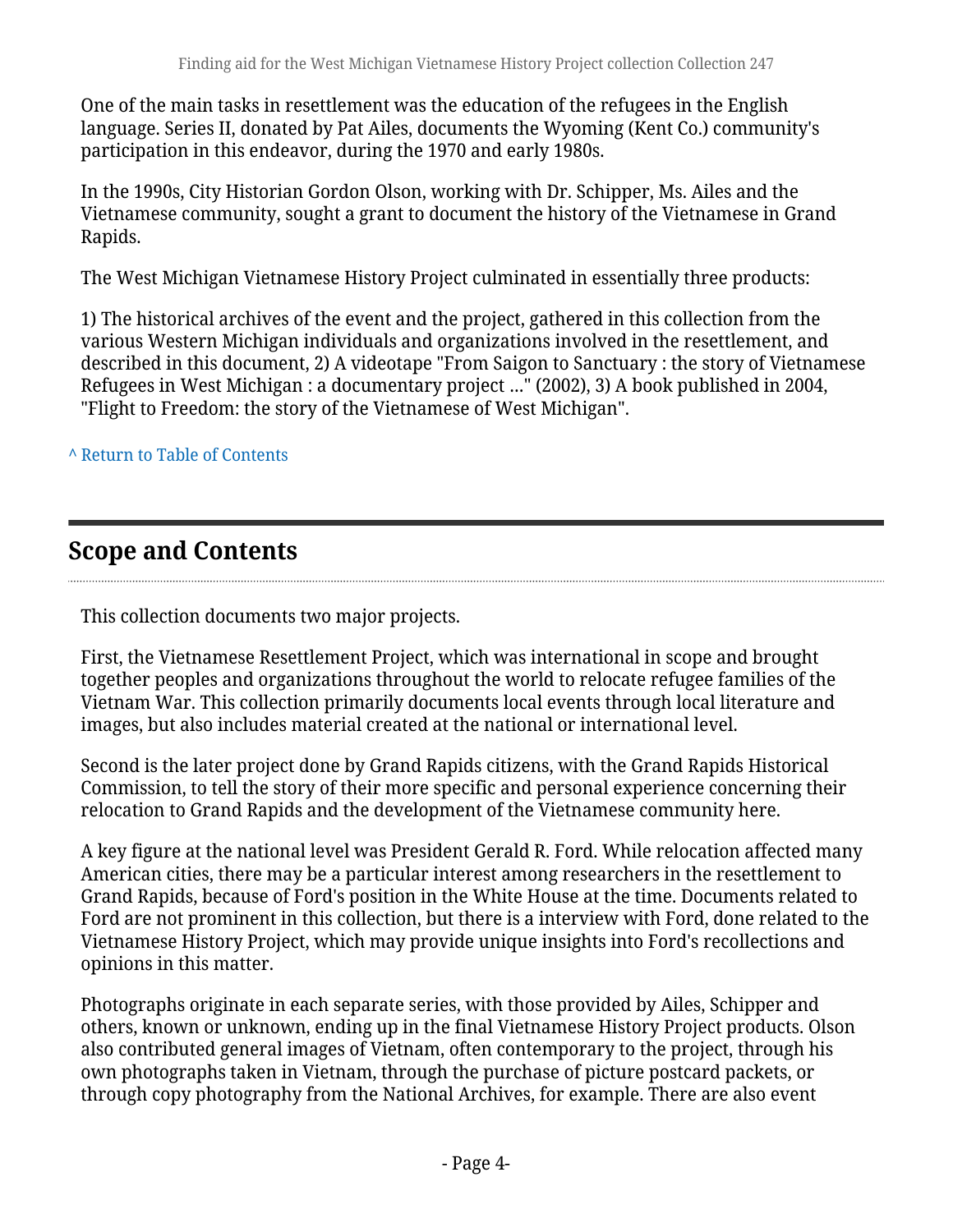One of the main tasks in resettlement was the education of the refugees in the English language. Series II, donated by Pat Ailes, documents the Wyoming (Kent Co.) community's participation in this endeavor, during the 1970 and early 1980s.

In the 1990s, City Historian Gordon Olson, working with Dr. Schipper, Ms. Ailes and the Vietnamese community, sought a grant to document the history of the Vietnamese in Grand Rapids.

The West Michigan Vietnamese History Project culminated in essentially three products:

1) The historical archives of the event and the project, gathered in this collection from the various Western Michigan individuals and organizations involved in the resettlement, and described in this document, 2) A videotape "From Saigon to Sanctuary : the story of Vietnamese Refugees in West Michigan : a documentary project ..." (2002), 3) A book published in 2004, "Flight to Freedom: the story of the Vietnamese of West Michigan".

^ Return to Table of Contents

## Scope and Contents

This collection documents two major projects.

First, the Vietnamese Resettlement Project, which was international in scope and brought together peoples and organizations throughout the world to relocate refugee families of the Vietnam War. This collection primarily documents local events through local literature and images, but also includes material created at the national or international level.

Second is the later project done by Grand Rapids citizens, with the Grand Rapids Historical Commission, to tell the story of their more specific and personal experience concerning their relocation to Grand Rapids and the development of the Vietnamese community here.

A key figure at the national level was President Gerald R. Ford. While relocation affected many American cities, there may be a particular interest among researchers in the resettlement to Grand Rapids, because of Ford's position in the White House at the time. Documents related to Ford are not prominent in this collection, but there is a interview with Ford, done related to the Vietnamese History Project, which may provide unique insights into Ford's recollections and opinions in this matter.

Photographs originate in each separate series, with those provided by Ailes, Schipper and others, known or unknown, ending up in the final Vietnamese History Project products. Olson also contributed general images of Vietnam, often contemporary to the project, through his own photographs taken in Vietnam, through the purchase of picture postcard packets, or through copy photography from the National Archives, for example. There are also event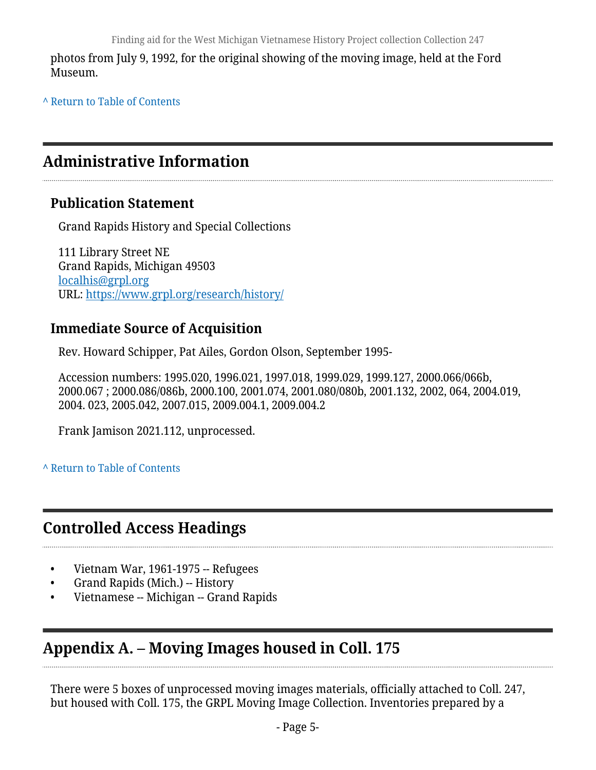photos from July 9, 1992, for the original showing of the moving image, held at the Ford Museum.

^ Return to Table of Contents

## Administrative Information

### Publication Statement

Grand Rapids History and Special Collections

111 Library Street NE
Grand Rapids, Michigan 49503
localhis@grpl.org
URL: https://www.grpl.org/research/history/

### Immediate Source of Acquisition

Rev. Howard Schipper, Pat Ailes, Gordon Olson, September 1995-

Accession numbers: 1995.020, 1996.021, 1997.018, 1999.029, 1999.127, 2000.066/066b, 2000.067 ; 2000.086/086b, 2000.100, 2001.074, 2001.080/080b, 2001.132, 2002, 064, 2004.019, 2004. 023, 2005.042, 2007.015, 2009.004.1, 2009.004.2

Frank Jamison 2021.112, unprocessed.

^ Return to Table of Contents

## Controlled Access Headings

- Vietnam War, 1961-1975 -- Refugees
- Grand Rapids (Mich.) -- History
- Vietnamese -- Michigan -- Grand Rapids

## Appendix A. – Moving Images housed in Coll. 175

There were 5 boxes of unprocessed moving images materials, officially attached to Coll. 247, but housed with Coll. 175, the GRPL Moving Image Collection. Inventories prepared by a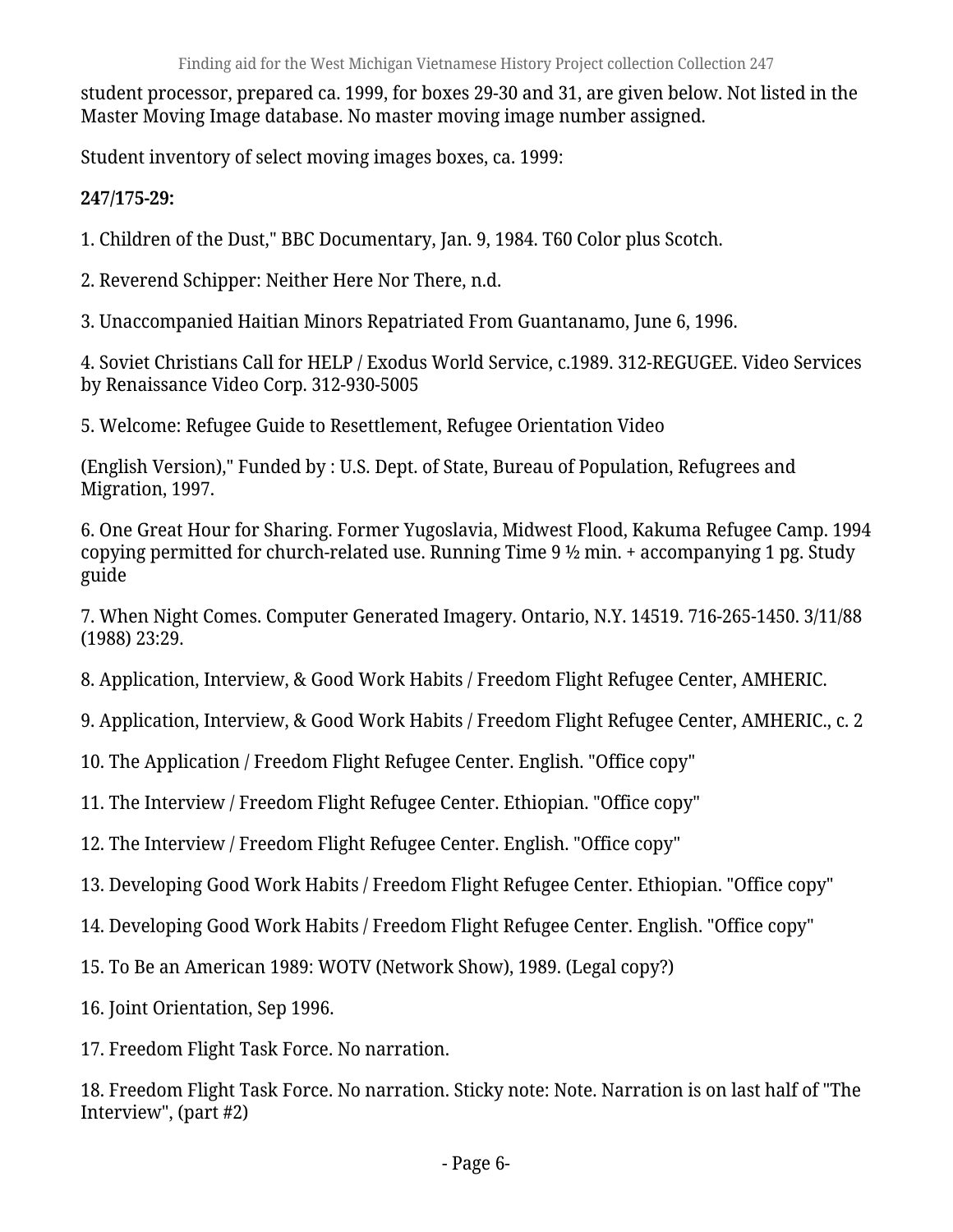student processor, prepared ca. 1999, for boxes 29-30 and 31, are given below. Not listed in the Master Moving Image database. No master moving image number assigned.

Student inventory of select moving images boxes, ca. 1999:

**247/175-29:**

1. Children of the Dust," BBC Documentary, Jan. 9, 1984. T60 Color plus Scotch.

2. Reverend Schipper: Neither Here Nor There, n.d.

3. Unaccompanied Haitian Minors Repatriated From Guantanamo, June 6, 1996.

4. Soviet Christians Call for HELP / Exodus World Service, c.1989. 312-REGUGEE. Video Services by Renaissance Video Corp. 312-930-5005

5. Welcome: Refugee Guide to Resettlement, Refugee Orientation Video

(English Version)," Funded by : U.S. Dept. of State, Bureau of Population, Refugrees and Migration, 1997.

6. One Great Hour for Sharing. Former Yugoslavia, Midwest Flood, Kakuma Refugee Camp. 1994 copying permitted for church-related use. Running Time 9 ½ min. + accompanying 1 pg. Study guide

7. When Night Comes. Computer Generated Imagery. Ontario, N.Y. 14519. 716-265-1450. 3/11/88 (1988) 23:29.

8. Application, Interview, & Good Work Habits / Freedom Flight Refugee Center, AMHERIC.

9. Application, Interview, & Good Work Habits / Freedom Flight Refugee Center, AMHERIC., c. 2

10. The Application / Freedom Flight Refugee Center. English. "Office copy"

11. The Interview / Freedom Flight Refugee Center. Ethiopian. "Office copy"

12. The Interview / Freedom Flight Refugee Center. English. "Office copy"

13. Developing Good Work Habits / Freedom Flight Refugee Center. Ethiopian. "Office copy"

14. Developing Good Work Habits / Freedom Flight Refugee Center. English. "Office copy"

15. To Be an American 1989: WOTV (Network Show), 1989. (Legal copy?)

16. Joint Orientation, Sep 1996.

17. Freedom Flight Task Force. No narration.

18. Freedom Flight Task Force. No narration. Sticky note: Note. Narration is on last half of "The Interview", (part #2)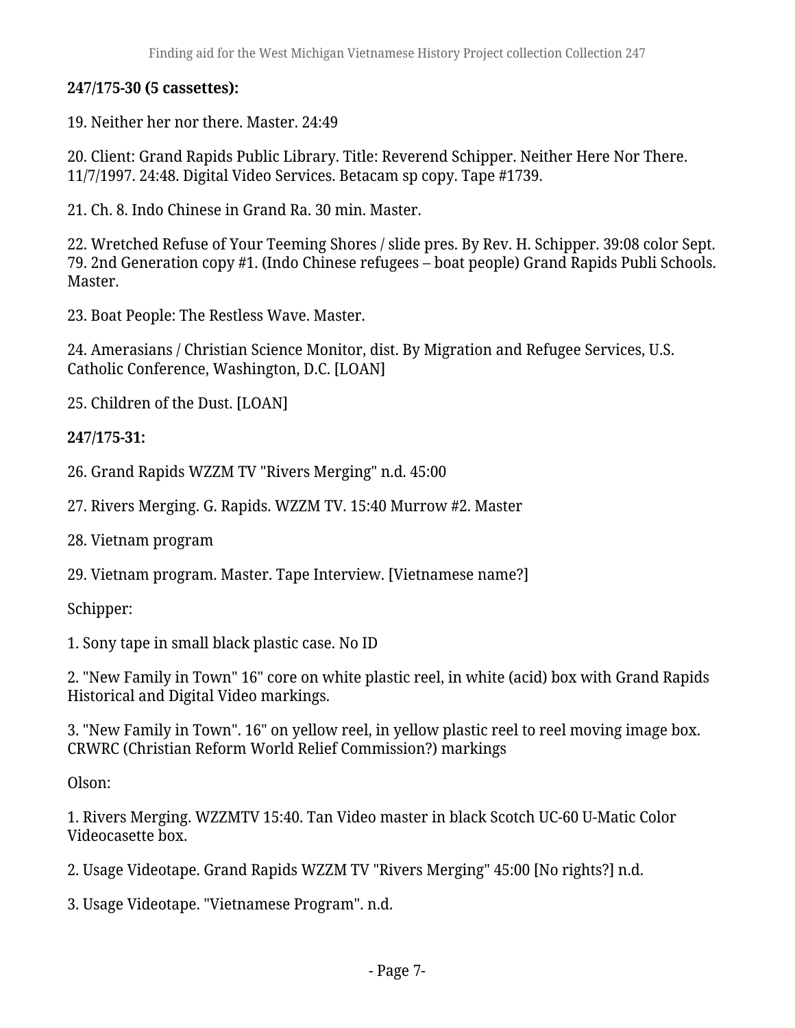**247/175-30 (5 cassettes):**

19. Neither her nor there. Master. 24:49

20. Client: Grand Rapids Public Library. Title: Reverend Schipper. Neither Here Nor There. 11/7/1997. 24:48. Digital Video Services. Betacam sp copy. Tape #1739.

21. Ch. 8. Indo Chinese in Grand Ra. 30 min. Master.

22. Wretched Refuse of Your Teeming Shores / slide pres. By Rev. H. Schipper. 39:08 color Sept. 79. 2nd Generation copy #1. (Indo Chinese refugees – boat people) Grand Rapids Publi Schools. Master.

23. Boat People: The Restless Wave. Master.

24. Amerasians / Christian Science Monitor, dist. By Migration and Refugee Services, U.S. Catholic Conference, Washington, D.C. [LOAN]

25. Children of the Dust. [LOAN]

**247/175-31:**

26. Grand Rapids WZZM TV "Rivers Merging" n.d. 45:00

27. Rivers Merging. G. Rapids. WZZM TV. 15:40 Murrow #2. Master

28. Vietnam program

29. Vietnam program. Master. Tape Interview. [Vietnamese name?]

Schipper:

1. Sony tape in small black plastic case. No ID

2. "New Family in Town" 16" core on white plastic reel, in white (acid) box with Grand Rapids Historical and Digital Video markings.

3. "New Family in Town". 16" on yellow reel, in yellow plastic reel to reel moving image box. CRWRC (Christian Reform World Relief Commission?) markings

Olson:

1. Rivers Merging. WZZMTV 15:40. Tan Video master in black Scotch UC-60 U-Matic Color Videocasette box.

2. Usage Videotape. Grand Rapids WZZM TV "Rivers Merging" 45:00 [No rights?] n.d.

3. Usage Videotape. "Vietnamese Program". n.d.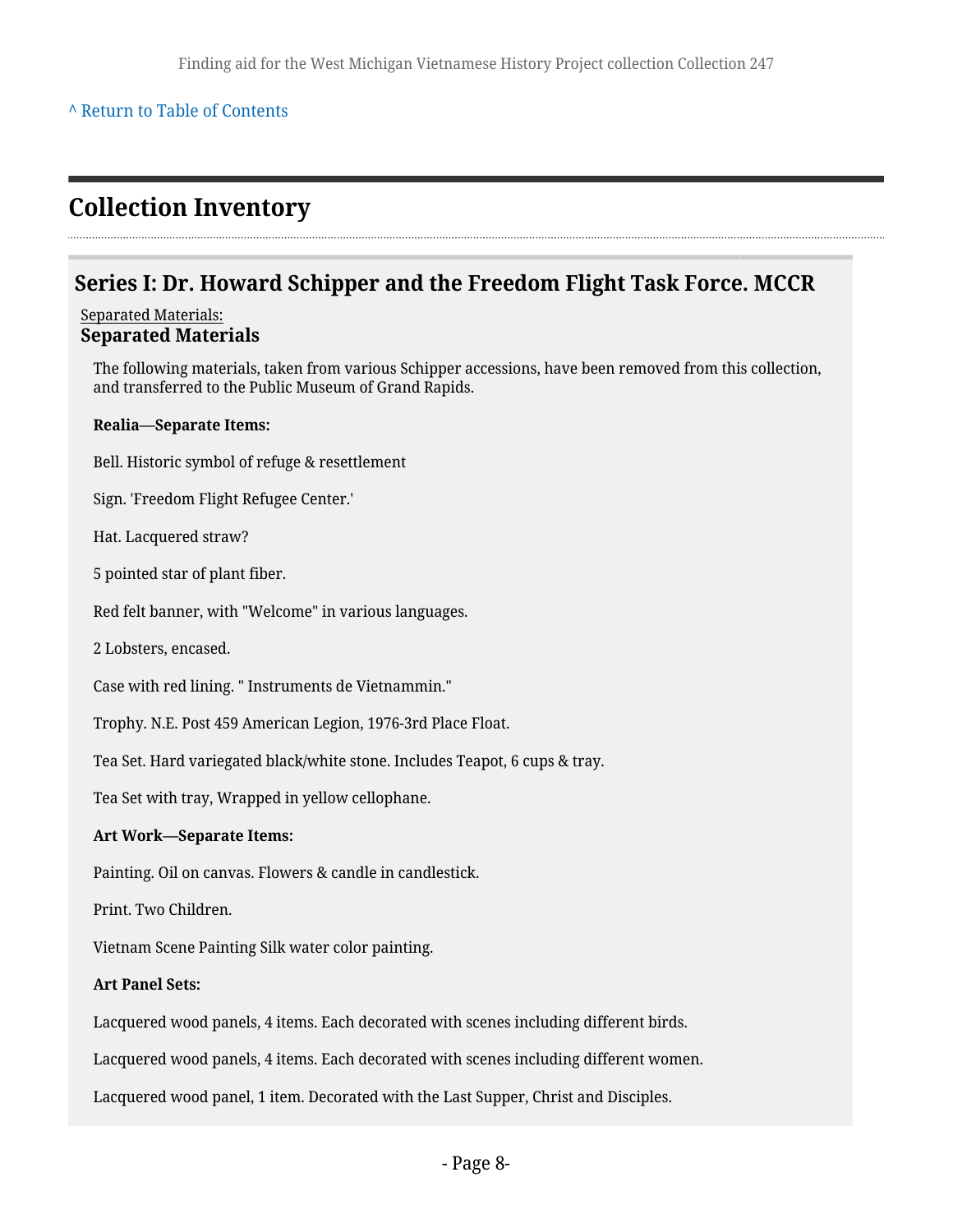[^ Return to Table of Contents]

## Collection Inventory

### Series I: Dr. Howard Schipper and the Freedom Flight Task Force. MCCR

Separated Materials:

**Separated Materials**

The following materials, taken from various Schipper accessions, have been removed from this collection, and transferred to the Public Museum of Grand Rapids.

**Realia—Separate Items:**

Bell. Historic symbol of refuge & resettlement

Sign. 'Freedom Flight Refugee Center.'

Hat. Lacquered straw?

5 pointed star of plant fiber.

Red felt banner, with "Welcome" in various languages.

2 Lobsters, encased.

Case with red lining. " Instruments de Vietnammin."

Trophy. N.E. Post 459 American Legion, 1976-3rd Place Float.

Tea Set. Hard variegated black/white stone. Includes Teapot, 6 cups & tray.

Tea Set with tray, Wrapped in yellow cellophane.

**Art Work—Separate Items:**

Painting. Oil on canvas. Flowers & candle in candlestick.

Print. Two Children.

Vietnam Scene Painting Silk water color painting.

**Art Panel Sets:**

Lacquered wood panels, 4 items. Each decorated with scenes including different birds.

Lacquered wood panels, 4 items. Each decorated with scenes including different women.

Lacquered wood panel, 1 item. Decorated with the Last Supper, Christ and Disciples.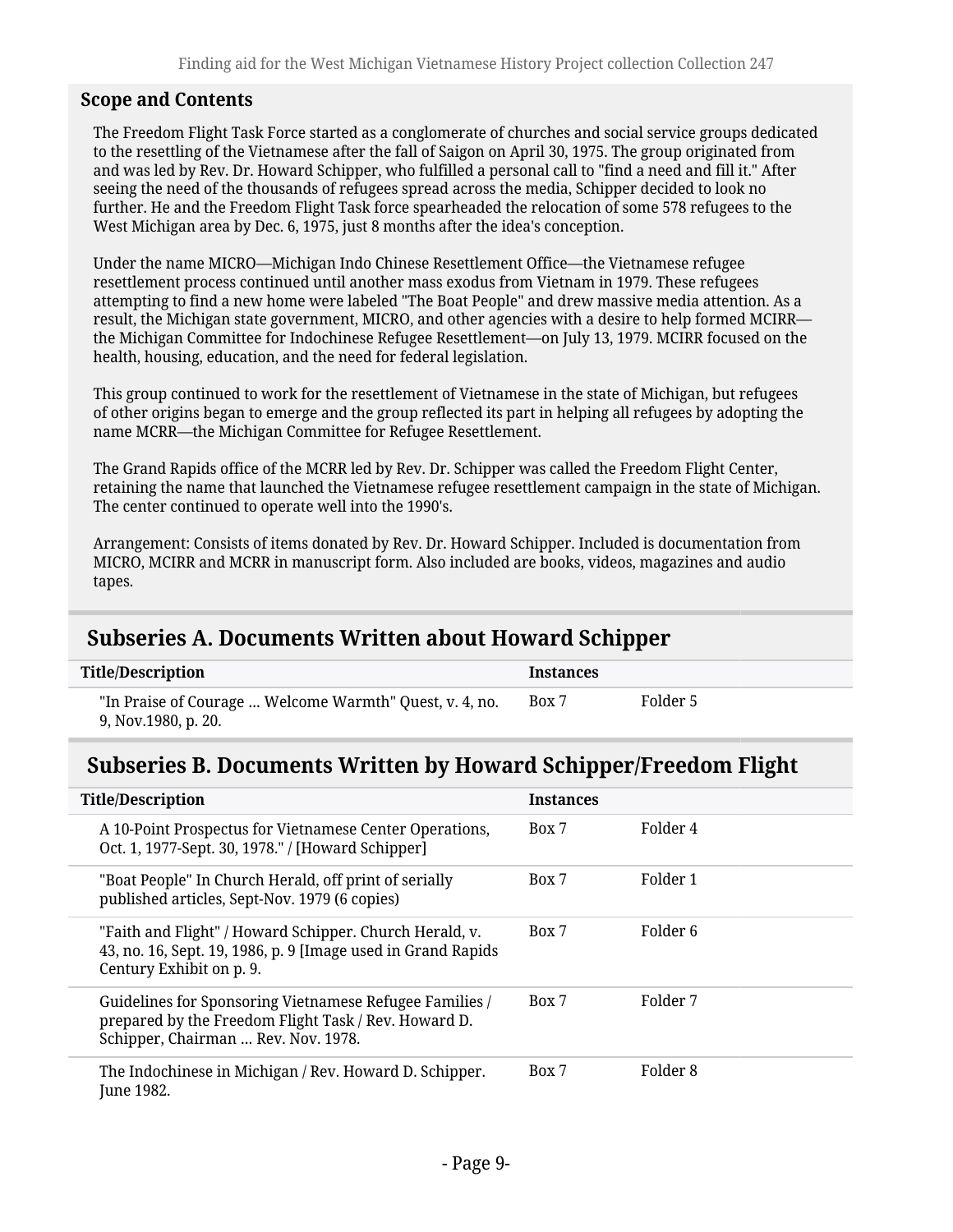### Scope and Contents

The Freedom Flight Task Force started as a conglomerate of churches and social service groups dedicated to the resettling of the Vietnamese after the fall of Saigon on April 30, 1975. The group originated from and was led by Rev. Dr. Howard Schipper, who fulfilled a personal call to "find a need and fill it." After seeing the need of the thousands of refugees spread across the media, Schipper decided to look no further. He and the Freedom Flight Task force spearheaded the relocation of some 578 refugees to the West Michigan area by Dec. 6, 1975, just 8 months after the idea's conception.

Under the name MICRO—Michigan Indo Chinese Resettlement Office—the Vietnamese refugee resettlement process continued until another mass exodus from Vietnam in 1979. These refugees attempting to find a new home were labeled "The Boat People" and drew massive media attention. As a result, the Michigan state government, MICRO, and other agencies with a desire to help formed MCIRR—the Michigan Committee for Indochinese Refugee Resettlement—on July 13, 1979. MCIRR focused on the health, housing, education, and the need for federal legislation.

This group continued to work for the resettlement of Vietnamese in the state of Michigan, but refugees of other origins began to emerge and the group reflected its part in helping all refugees by adopting the name MCRR—the Michigan Committee for Refugee Resettlement.

The Grand Rapids office of the MCRR led by Rev. Dr. Schipper was called the Freedom Flight Center, retaining the name that launched the Vietnamese refugee resettlement campaign in the state of Michigan. The center continued to operate well into the 1990's.

Arrangement: Consists of items donated by Rev. Dr. Howard Schipper. Included is documentation from MICRO, MCIRR and MCRR in manuscript form. Also included are books, videos, magazines and audio tapes.

## Subseries A. Documents Written about Howard Schipper

| Title/Description | Instances | |
|---|---|---|
| "In Praise of Courage ... Welcome Warmth" Quest, v. 4, no. 9, Nov.1980, p. 20. | Box 7 | Folder 5 |

## Subseries B. Documents Written by Howard Schipper/Freedom Flight

| Title/Description | Instances | |
|---|---|---|
| A 10-Point Prospectus for Vietnamese Center Operations, Oct. 1, 1977-Sept. 30, 1978." / [Howard Schipper] | Box 7 | Folder 4 |
| "Boat People" In Church Herald, off print of serially published articles, Sept-Nov. 1979 (6 copies) | Box 7 | Folder 1 |
| "Faith and Flight" / Howard Schipper. Church Herald, v. 43, no. 16, Sept. 19, 1986, p. 9 [Image used in Grand Rapids Century Exhibit on p. 9. | Box 7 | Folder 6 |
| Guidelines for Sponsoring Vietnamese Refugee Families / prepared by the Freedom Flight Task / Rev. Howard D. Schipper, Chairman ... Rev. Nov. 1978. | Box 7 | Folder 7 |
| The Indochinese in Michigan / Rev. Howard D. Schipper. June 1982. | Box 7 | Folder 8 |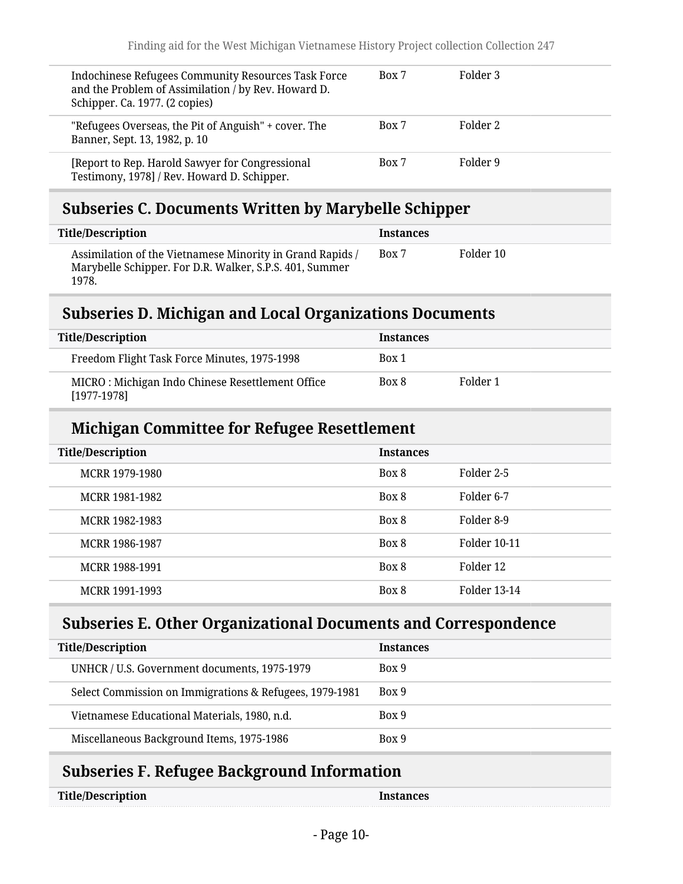| Title/Description | Instances | |
|---|---|---|
| Indochinese Refugees Community Resources Task Force and the Problem of Assimilation / by Rev. Howard D. Schipper. Ca. 1977. (2 copies) | Box 7 | Folder 3 |
| "Refugees Overseas, the Pit of Anguish" + cover. The Banner, Sept. 13, 1982, p. 10 | Box 7 | Folder 2 |
| [Report to Rep. Harold Sawyer for Congressional Testimony, 1978] / Rev. Howard D. Schipper. | Box 7 | Folder 9 |

## Subseries C. Documents Written by Marybelle Schipper

| Title/Description | Instances | |
|---|---|---|
| Assimilation of the Vietnamese Minority in Grand Rapids / Marybelle Schipper. For D.R. Walker, S.P.S. 401, Summer 1978. | Box 7 | Folder 10 |

## Subseries D. Michigan and Local Organizations Documents

| Title/Description | Instances | |
|---|---|---|
| Freedom Flight Task Force Minutes, 1975-1998 | Box 1 | |
| MICRO : Michigan Indo Chinese Resettlement Office [1977-1978] | Box 8 | Folder 1 |

### Michigan Committee for Refugee Resettlement

| Title/Description | Instances | |
|---|---|---|
| MCRR 1979-1980 | Box 8 | Folder 2-5 |
| MCRR 1981-1982 | Box 8 | Folder 6-7 |
| MCRR 1982-1983 | Box 8 | Folder 8-9 |
| MCRR 1986-1987 | Box 8 | Folder 10-11 |
| MCRR 1988-1991 | Box 8 | Folder 12 |
| MCRR 1991-1993 | Box 8 | Folder 13-14 |

## Subseries E. Other Organizational Documents and Correspondence

| Title/Description | Instances |
|---|---|
| UNHCR / U.S. Government documents, 1975-1979 | Box 9 |
| Select Commission on Immigrations & Refugees, 1979-1981 | Box 9 |
| Vietnamese Educational Materials, 1980, n.d. | Box 9 |
| Miscellaneous Background Items, 1975-1986 | Box 9 |

## Subseries F. Refugee Background Information

| Title/Description | Instances |
|---|---|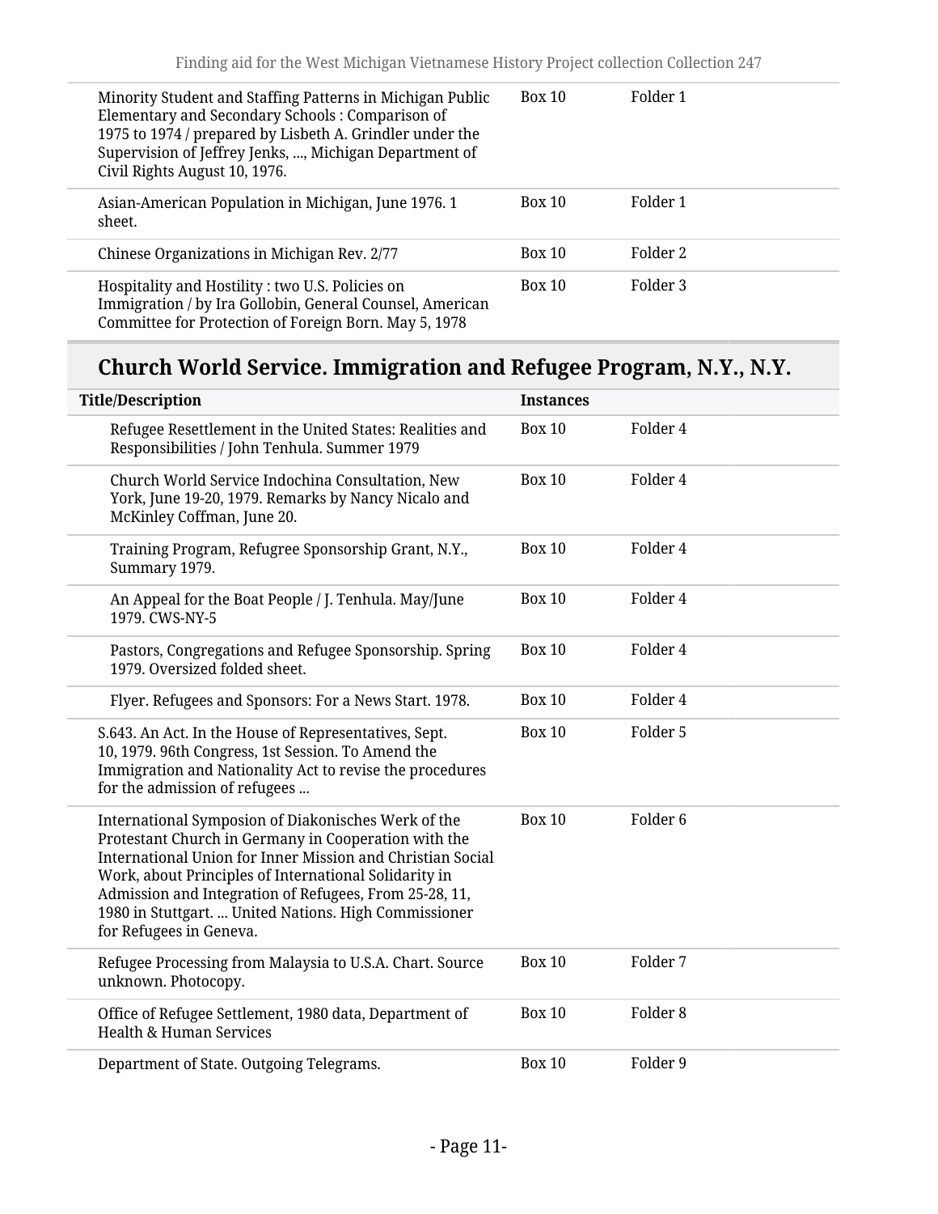| | | |
|---|---|---|
| Minority Student and Staffing Patterns in Michigan Public Elementary and Secondary Schools : Comparison of 1975 to 1974 / prepared by Lisbeth A. Grindler under the Supervision of Jeffrey Jenks, ..., Michigan Department of Civil Rights August 10, 1976. | Box 10 | Folder 1 |
| Asian-American Population in Michigan, June 1976. 1 sheet. | Box 10 | Folder 1 |
| Chinese Organizations in Michigan Rev. 2/77 | Box 10 | Folder 2 |
| Hospitality and Hostility : two U.S. Policies on Immigration / by Ira Gollobin, General Counsel, American Committee for Protection of Foreign Born. May 5, 1978 | Box 10 | Folder 3 |

## Church World Service. Immigration and Refugee Program, N.Y., N.Y.

| Title/Description | Instances | |
|---|---|---|
| Refugee Resettlement in the United States: Realities and Responsibilities / John Tenhula. Summer 1979 | Box 10 | Folder 4 |
| Church World Service Indochina Consultation, New York, June 19-20, 1979. Remarks by Nancy Nicalo and McKinley Coffman, June 20. | Box 10 | Folder 4 |
| Training Program, Refugree Sponsorship Grant, N.Y., Summary 1979. | Box 10 | Folder 4 |
| An Appeal for the Boat People / J. Tenhula. May/June 1979. CWS-NY-5 | Box 10 | Folder 4 |
| Pastors, Congregations and Refugee Sponsorship. Spring 1979. Oversized folded sheet. | Box 10 | Folder 4 |
| Flyer. Refugees and Sponsors: For a News Start. 1978. | Box 10 | Folder 4 |
| S.643. An Act. In the House of Representatives, Sept. 10, 1979. 96th Congress, 1st Session. To Amend the Immigration and Nationality Act to revise the procedures for the admission of refugees ... | Box 10 | Folder 5 |
| International Symposion of Diakonisches Werk of the Protestant Church in Germany in Cooperation with the International Union for Inner Mission and Christian Social Work, about Principles of International Solidarity in Admission and Integration of Refugees, From 25-28, 11, 1980 in Stuttgart. ... United Nations. High Commissioner for Refugees in Geneva. | Box 10 | Folder 6 |
| Refugee Processing from Malaysia to U.S.A. Chart. Source unknown. Photocopy. | Box 10 | Folder 7 |
| Office of Refugee Settlement, 1980 data, Department of Health & Human Services | Box 10 | Folder 8 |
| Department of State. Outgoing Telegrams. | Box 10 | Folder 9 |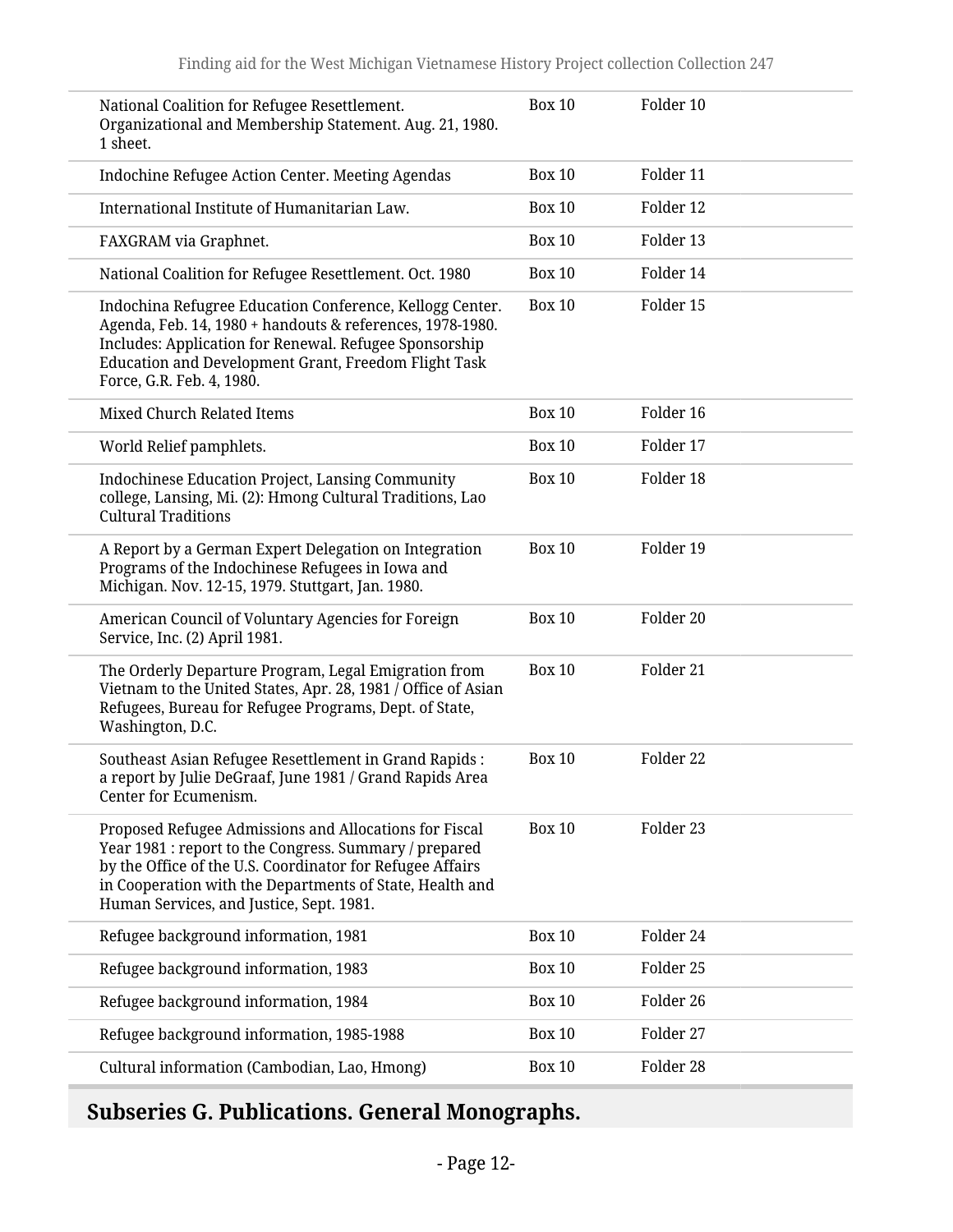| | | |
|---|---|---|
| National Coalition for Refugee Resettlement. Organizational and Membership Statement. Aug. 21, 1980. 1 sheet. | Box 10 | Folder 10 |
| Indochine Refugee Action Center. Meeting Agendas | Box 10 | Folder 11 |
| International Institute of Humanitarian Law. | Box 10 | Folder 12 |
| FAXGRAM via Graphnet. | Box 10 | Folder 13 |
| National Coalition for Refugee Resettlement. Oct. 1980 | Box 10 | Folder 14 |
| Indochina Refugree Education Conference, Kellogg Center. Agenda, Feb. 14, 1980 + handouts & references, 1978-1980. Includes: Application for Renewal. Refugee Sponsorship Education and Development Grant, Freedom Flight Task Force, G.R. Feb. 4, 1980. | Box 10 | Folder 15 |
| Mixed Church Related Items | Box 10 | Folder 16 |
| World Relief pamphlets. | Box 10 | Folder 17 |
| Indochinese Education Project, Lansing Community college, Lansing, Mi. (2): Hmong Cultural Traditions, Lao Cultural Traditions | Box 10 | Folder 18 |
| A Report by a German Expert Delegation on Integration Programs of the Indochinese Refugees in Iowa and Michigan. Nov. 12-15, 1979. Stuttgart, Jan. 1980. | Box 10 | Folder 19 |
| American Council of Voluntary Agencies for Foreign Service, Inc. (2) April 1981. | Box 10 | Folder 20 |
| The Orderly Departure Program, Legal Emigration from Vietnam to the United States, Apr. 28, 1981 / Office of Asian Refugees, Bureau for Refugee Programs, Dept. of State, Washington, D.C. | Box 10 | Folder 21 |
| Southeast Asian Refugee Resettlement in Grand Rapids : a report by Julie DeGraaf, June 1981 / Grand Rapids Area Center for Ecumenism. | Box 10 | Folder 22 |
| Proposed Refugee Admissions and Allocations for Fiscal Year 1981 : report to the Congress. Summary / prepared by the Office of the U.S. Coordinator for Refugee Affairs in Cooperation with the Departments of State, Health and Human Services, and Justice, Sept. 1981. | Box 10 | Folder 23 |
| Refugee background information, 1981 | Box 10 | Folder 24 |
| Refugee background information, 1983 | Box 10 | Folder 25 |
| Refugee background information, 1984 | Box 10 | Folder 26 |
| Refugee background information, 1985-1988 | Box 10 | Folder 27 |
| Cultural information (Cambodian, Lao, Hmong) | Box 10 | Folder 28 |

## Subseries G. Publications. General Monographs.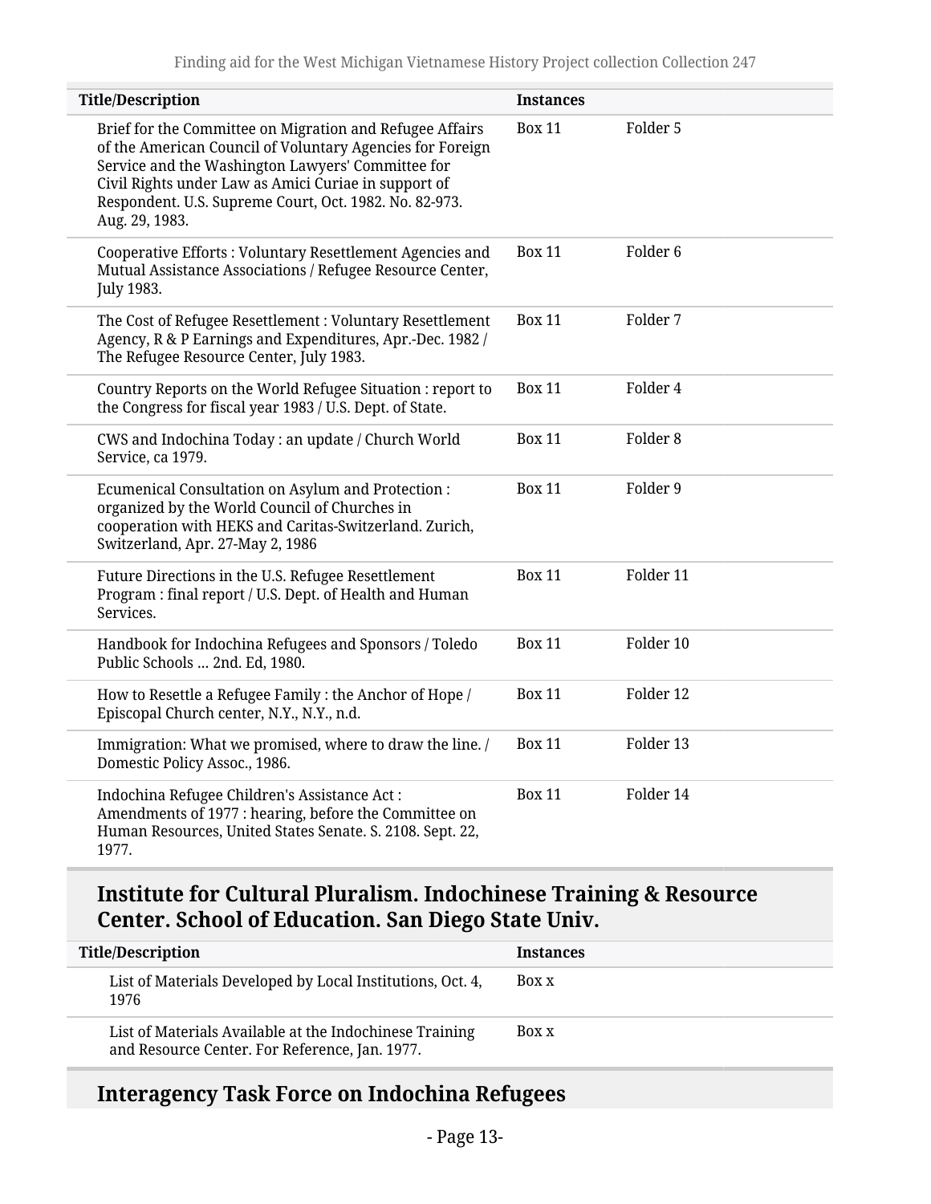| Title/Description | Instances | |
|---|---|---|
| Brief for the Committee on Migration and Refugee Affairs of the American Council of Voluntary Agencies for Foreign Service and the Washington Lawyers' Committee for Civil Rights under Law as Amici Curiae in support of Respondent. U.S. Supreme Court, Oct. 1982. No. 82-973. Aug. 29, 1983. | Box 11 | Folder 5 |
| Cooperative Efforts : Voluntary Resettlement Agencies and Mutual Assistance Associations / Refugee Resource Center, July 1983. | Box 11 | Folder 6 |
| The Cost of Refugee Resettlement : Voluntary Resettlement Agency, R & P Earnings and Expenditures, Apr.-Dec. 1982 / The Refugee Resource Center, July 1983. | Box 11 | Folder 7 |
| Country Reports on the World Refugee Situation : report to the Congress for fiscal year 1983 / U.S. Dept. of State. | Box 11 | Folder 4 |
| CWS and Indochina Today : an update / Church World Service, ca 1979. | Box 11 | Folder 8 |
| Ecumenical Consultation on Asylum and Protection : organized by the World Council of Churches in cooperation with HEKS and Caritas-Switzerland. Zurich, Switzerland, Apr. 27-May 2, 1986 | Box 11 | Folder 9 |
| Future Directions in the U.S. Refugee Resettlement Program : final report / U.S. Dept. of Health and Human Services. | Box 11 | Folder 11 |
| Handbook for Indochina Refugees and Sponsors / Toledo Public Schools ... 2nd. Ed, 1980. | Box 11 | Folder 10 |
| How to Resettle a Refugee Family : the Anchor of Hope / Episcopal Church center, N.Y., N.Y., n.d. | Box 11 | Folder 12 |
| Immigration: What we promised, where to draw the line. / Domestic Policy Assoc., 1986. | Box 11 | Folder 13 |
| Indochina Refugee Children's Assistance Act : Amendments of 1977 : hearing, before the Committee on Human Resources, United States Senate. S. 2108. Sept. 22, 1977. | Box 11 | Folder 14 |

## Institute for Cultural Pluralism. Indochinese Training & Resource Center. School of Education. San Diego State Univ.

| Title/Description | Instances |
|---|---|
| List of Materials Developed by Local Institutions, Oct. 4, 1976 | Box x |
| List of Materials Available at the Indochinese Training and Resource Center. For Reference, Jan. 1977. | Box x |

## Interagency Task Force on Indochina Refugees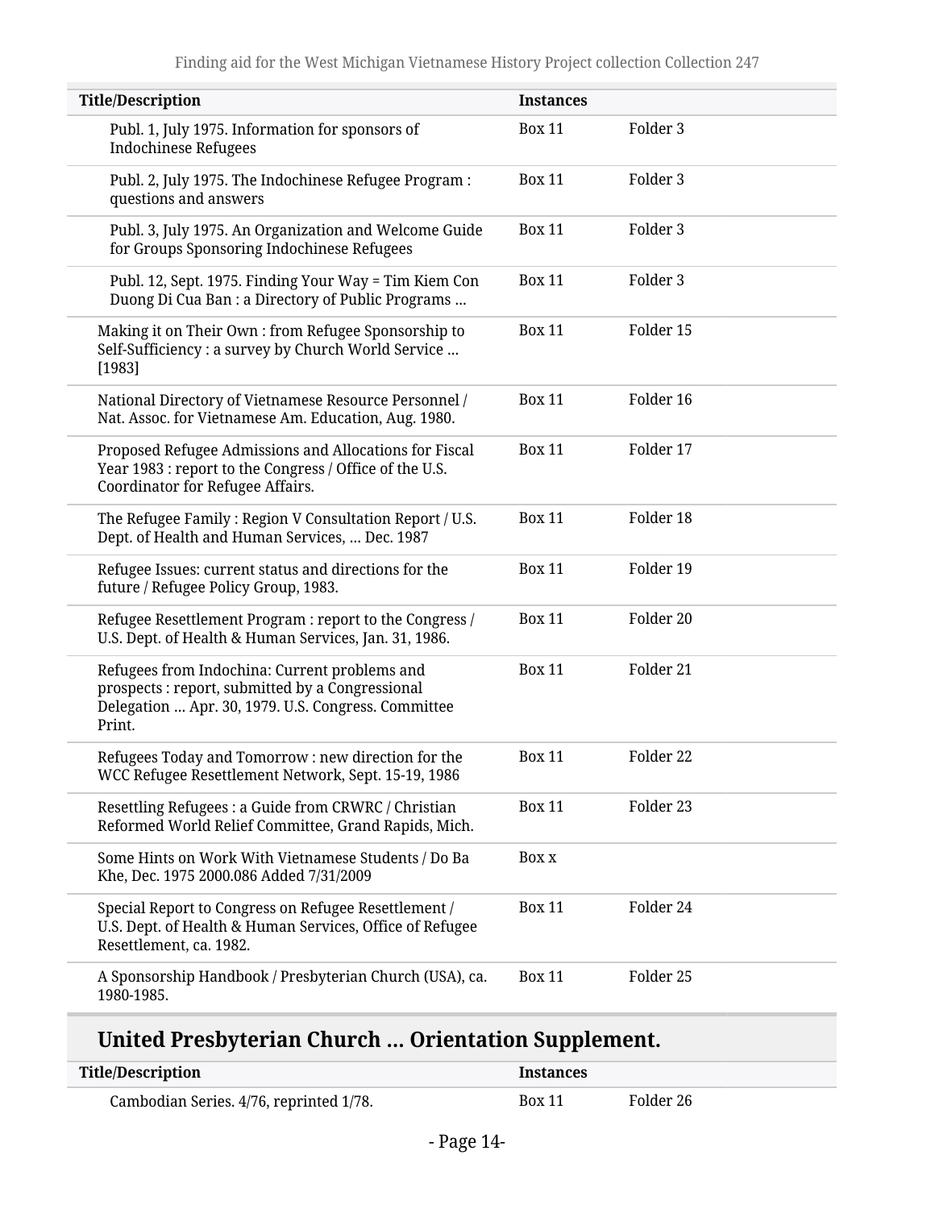| Title/Description | Instances | |
|---|---|---|
| Publ. 1, July 1975. Information for sponsors of Indochinese Refugees | Box 11 | Folder 3 |
| Publ. 2, July 1975. The Indochinese Refugee Program : questions and answers | Box 11 | Folder 3 |
| Publ. 3, July 1975. An Organization and Welcome Guide for Groups Sponsoring Indochinese Refugees | Box 11 | Folder 3 |
| Publ. 12, Sept. 1975. Finding Your Way = Tim Kiem Con Duong Di Cua Ban : a Directory of Public Programs ... | Box 11 | Folder 3 |
| Making it on Their Own : from Refugee Sponsorship to Self-Sufficiency : a survey by Church World Service ... [1983] | Box 11 | Folder 15 |
| National Directory of Vietnamese Resource Personnel / Nat. Assoc. for Vietnamese Am. Education, Aug. 1980. | Box 11 | Folder 16 |
| Proposed Refugee Admissions and Allocations for Fiscal Year 1983 : report to the Congress / Office of the U.S. Coordinator for Refugee Affairs. | Box 11 | Folder 17 |
| The Refugee Family : Region V Consultation Report / U.S. Dept. of Health and Human Services, ... Dec. 1987 | Box 11 | Folder 18 |
| Refugee Issues: current status and directions for the future / Refugee Policy Group, 1983. | Box 11 | Folder 19 |
| Refugee Resettlement Program : report to the Congress / U.S. Dept. of Health & Human Services, Jan. 31, 1986. | Box 11 | Folder 20 |
| Refugees from Indochina: Current problems and prospects : report, submitted by a Congressional Delegation ... Apr. 30, 1979. U.S. Congress. Committee Print. | Box 11 | Folder 21 |
| Refugees Today and Tomorrow : new direction for the WCC Refugee Resettlement Network, Sept. 15-19, 1986 | Box 11 | Folder 22 |
| Resettling Refugees : a Guide from CRWRC / Christian Reformed World Relief Committee, Grand Rapids, Mich. | Box 11 | Folder 23 |
| Some Hints on Work With Vietnamese Students / Do Ba Khe, Dec. 1975 2000.086 Added 7/31/2009 | Box x | |
| Special Report to Congress on Refugee Resettlement / U.S. Dept. of Health & Human Services, Office of Refugee Resettlement, ca. 1982. | Box 11 | Folder 24 |
| A Sponsorship Handbook / Presbyterian Church (USA), ca. 1980-1985. | Box 11 | Folder 25 |

## United Presbyterian Church ... Orientation Supplement.

| Title/Description | Instances | |
|---|---|---|
| Cambodian Series. 4/76, reprinted 1/78. | Box 11 | Folder 26 |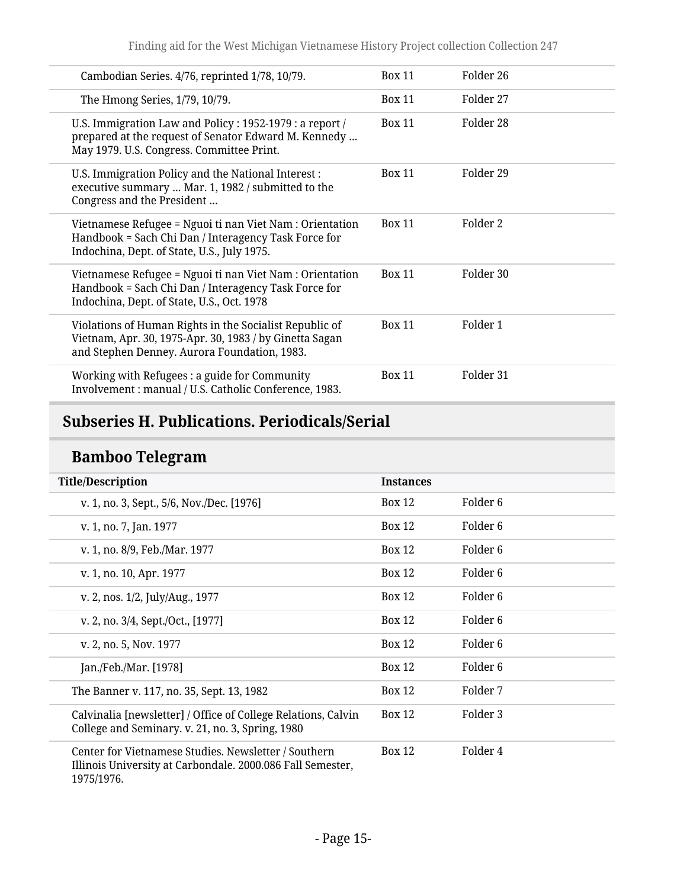| | | |
|---|---|---|
| Cambodian Series. 4/76, reprinted 1/78, 10/79. | Box 11 | Folder 26 |
| The Hmong Series, 1/79, 10/79. | Box 11 | Folder 27 |
| U.S. Immigration Law and Policy : 1952-1979 : a report / prepared at the request of Senator Edward M. Kennedy ... May 1979. U.S. Congress. Committee Print. | Box 11 | Folder 28 |
| U.S. Immigration Policy and the National Interest : executive summary ... Mar. 1, 1982 / submitted to the Congress and the President ... | Box 11 | Folder 29 |
| Vietnamese Refugee = Nguoi ti nan Viet Nam : Orientation Handbook = Sach Chi Dan / Interagency Task Force for Indochina, Dept. of State, U.S., July 1975. | Box 11 | Folder 2 |
| Vietnamese Refugee = Nguoi ti nan Viet Nam : Orientation Handbook = Sach Chi Dan / Interagency Task Force for Indochina, Dept. of State, U.S., Oct. 1978 | Box 11 | Folder 30 |
| Violations of Human Rights in the Socialist Republic of Vietnam, Apr. 30, 1975-Apr. 30, 1983 / by Ginetta Sagan and Stephen Denney. Aurora Foundation, 1983. | Box 11 | Folder 1 |
| Working with Refugees : a guide for Community Involvement : manual / U.S. Catholic Conference, 1983. | Box 11 | Folder 31 |

## Subseries H. Publications. Periodicals/Serial

### Bamboo Telegram

| Title/Description | Instances | |
|---|---|---|
| v. 1, no. 3, Sept., 5/6, Nov./Dec. [1976] | Box 12 | Folder 6 |
| v. 1, no. 7, Jan. 1977 | Box 12 | Folder 6 |
| v. 1, no. 8/9, Feb./Mar. 1977 | Box 12 | Folder 6 |
| v. 1, no. 10, Apr. 1977 | Box 12 | Folder 6 |
| v. 2, nos. 1/2, July/Aug., 1977 | Box 12 | Folder 6 |
| v. 2, no. 3/4, Sept./Oct., [1977] | Box 12 | Folder 6 |
| v. 2, no. 5, Nov. 1977 | Box 12 | Folder 6 |
| Jan./Feb./Mar. [1978] | Box 12 | Folder 6 |
| The Banner v. 117, no. 35, Sept. 13, 1982 | Box 12 | Folder 7 |
| Calvinalia [newsletter] / Office of College Relations, Calvin College and Seminary. v. 21, no. 3, Spring, 1980 | Box 12 | Folder 3 |
| Center for Vietnamese Studies. Newsletter / Southern Illinois University at Carbondale. 2000.086 Fall Semester, 1975/1976. | Box 12 | Folder 4 |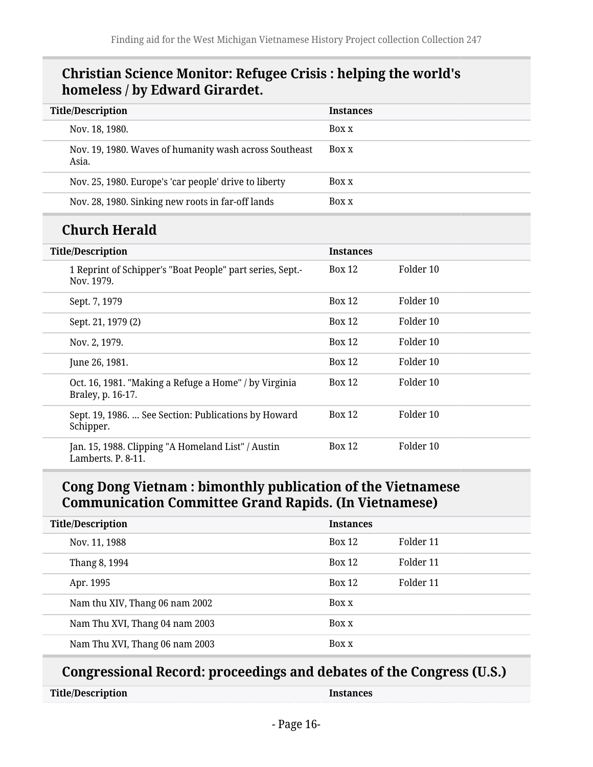## Christian Science Monitor: Refugee Crisis : helping the world's homeless / by Edward Girardet.

| Title/Description | Instances | |
|---|---|---|
| Nov. 18, 1980. | Box x | |
| Nov. 19, 1980. Waves of humanity wash across Southeast Asia. | Box x | |
| Nov. 25, 1980. Europe's 'car people' drive to liberty | Box x | |
| Nov. 28, 1980. Sinking new roots in far-off lands | Box x | |

## Church Herald

| Title/Description | Instances | |
|---|---|---|
| 1 Reprint of Schipper's "Boat People" part series, Sept.-Nov. 1979. | Box 12 | Folder 10 |
| Sept. 7, 1979 | Box 12 | Folder 10 |
| Sept. 21, 1979 (2) | Box 12 | Folder 10 |
| Nov. 2, 1979. | Box 12 | Folder 10 |
| June 26, 1981. | Box 12 | Folder 10 |
| Oct. 16, 1981. "Making a Refuge a Home" / by Virginia Braley, p. 16-17. | Box 12 | Folder 10 |
| Sept. 19, 1986. ... See Section: Publications by Howard Schipper. | Box 12 | Folder 10 |
| Jan. 15, 1988. Clipping "A Homeland List" / Austin Lamberts. P. 8-11. | Box 12 | Folder 10 |

## Cong Dong Vietnam : bimonthly publication of the Vietnamese Communication Committee Grand Rapids. (In Vietnamese)

| Title/Description | Instances | |
|---|---|---|
| Nov. 11, 1988 | Box 12 | Folder 11 |
| Thang 8, 1994 | Box 12 | Folder 11 |
| Apr. 1995 | Box 12 | Folder 11 |
| Nam thu XIV, Thang 06 nam 2002 | Box x | |
| Nam Thu XVI, Thang 04 nam 2003 | Box x | |
| Nam Thu XVI, Thang 06 nam 2003 | Box x | |

## Congressional Record: proceedings and debates of the Congress (U.S.)

| Title/Description | Instances |
|---|---|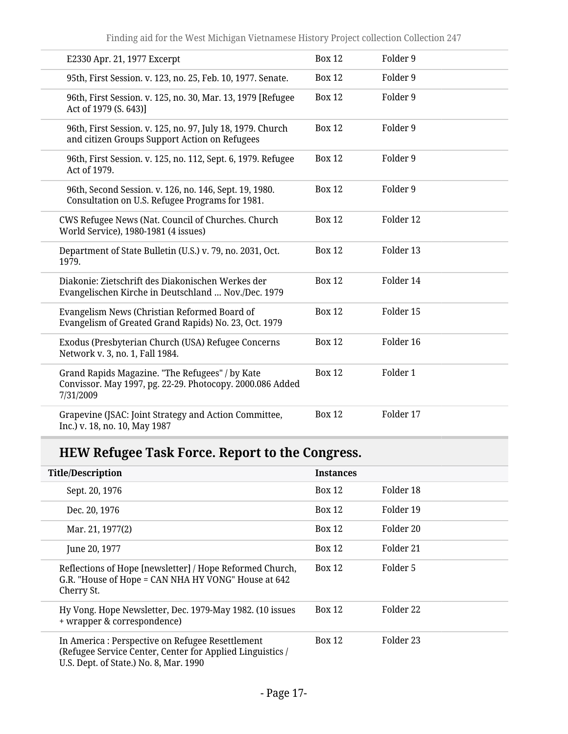| Title/Description | Instances | |
|---|---|---|
| E2330 Apr. 21, 1977 Excerpt | Box 12 | Folder 9 |
| 95th, First Session. v. 123, no. 25, Feb. 10, 1977. Senate. | Box 12 | Folder 9 |
| 96th, First Session. v. 125, no. 30, Mar. 13, 1979 [Refugee Act of 1979 (S. 643)] | Box 12 | Folder 9 |
| 96th, First Session. v. 125, no. 97, July 18, 1979. Church and citizen Groups Support Action on Refugees | Box 12 | Folder 9 |
| 96th, First Session. v. 125, no. 112, Sept. 6, 1979. Refugee Act of 1979. | Box 12 | Folder 9 |
| 96th, Second Session. v. 126, no. 146, Sept. 19, 1980. Consultation on U.S. Refugee Programs for 1981. | Box 12 | Folder 9 |
| CWS Refugee News (Nat. Council of Churches. Church World Service), 1980-1981 (4 issues) | Box 12 | Folder 12 |
| Department of State Bulletin (U.S.) v. 79, no. 2031, Oct. 1979. | Box 12 | Folder 13 |
| Diakonie: Zietschrift des Diakonischen Werkes der Evangelischen Kirche in Deutschland ... Nov./Dec. 1979 | Box 12 | Folder 14 |
| Evangelism News (Christian Reformed Board of Evangelism of Greated Grand Rapids) No. 23, Oct. 1979 | Box 12 | Folder 15 |
| Exodus (Presbyterian Church (USA) Refugee Concerns Network v. 3, no. 1, Fall 1984. | Box 12 | Folder 16 |
| Grand Rapids Magazine. "The Refugees" / by Kate Convissor. May 1997, pg. 22-29. Photocopy. 2000.086 Added 7/31/2009 | Box 12 | Folder 1 |
| Grapevine (JSAC: Joint Strategy and Action Committee, Inc.) v. 18, no. 10, May 1987 | Box 12 | Folder 17 |

## HEW Refugee Task Force. Report to the Congress.

| Title/Description | Instances | |
|---|---|---|
| Sept. 20, 1976 | Box 12 | Folder 18 |
| Dec. 20, 1976 | Box 12 | Folder 19 |
| Mar. 21, 1977(2) | Box 12 | Folder 20 |
| June 20, 1977 | Box 12 | Folder 21 |
| Reflections of Hope [newsletter] / Hope Reformed Church, G.R. "House of Hope = CAN NHA HY VONG" House at 642 Cherry St. | Box 12 | Folder 5 |
| Hy Vong. Hope Newsletter, Dec. 1979-May 1982. (10 issues + wrapper & correspondence) | Box 12 | Folder 22 |
| In America : Perspective on Refugee Resettlement (Refugee Service Center, Center for Applied Linguistics / U.S. Dept. of State.) No. 8, Mar. 1990 | Box 12 | Folder 23 |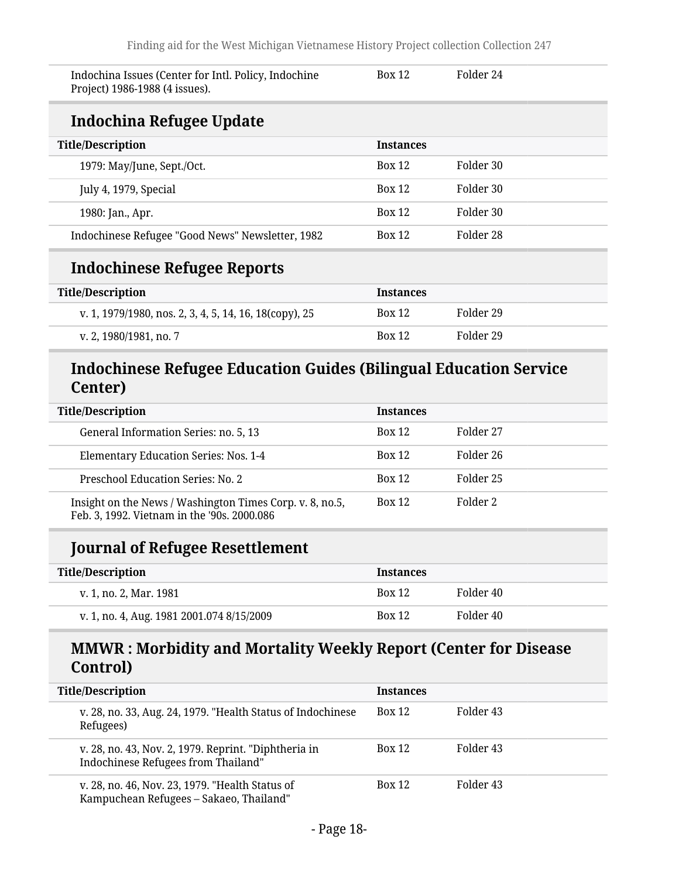| | | |
|---|---|---|
| Indochina Issues (Center for Intl. Policy, Indochine Project) 1986-1988 (4 issues). | Box 12 | Folder 24 |

## Indochina Refugee Update

| Title/Description | Instances | |
|---|---|---|
| 1979: May/June, Sept./Oct. | Box 12 | Folder 30 |
| July 4, 1979, Special | Box 12 | Folder 30 |
| 1980: Jan., Apr. | Box 12 | Folder 30 |
| Indochinese Refugee "Good News" Newsletter, 1982 | Box 12 | Folder 28 |

## Indochinese Refugee Reports

| Title/Description | Instances | |
|---|---|---|
| v. 1, 1979/1980, nos. 2, 3, 4, 5, 14, 16, 18(copy), 25 | Box 12 | Folder 29 |
| v. 2, 1980/1981, no. 7 | Box 12 | Folder 29 |

## Indochinese Refugee Education Guides (Bilingual Education Service Center)

| Title/Description | Instances | |
|---|---|---|
| General Information Series: no. 5, 13 | Box 12 | Folder 27 |
| Elementary Education Series: Nos. 1-4 | Box 12 | Folder 26 |
| Preschool Education Series: No. 2 | Box 12 | Folder 25 |
| Insight on the News / Washington Times Corp. v. 8, no.5, Feb. 3, 1992. Vietnam in the '90s. 2000.086 | Box 12 | Folder 2 |

## Journal of Refugee Resettlement

| Title/Description | Instances | |
|---|---|---|
| v. 1, no. 2, Mar. 1981 | Box 12 | Folder 40 |
| v. 1, no. 4, Aug. 1981 2001.074 8/15/2009 | Box 12 | Folder 40 |

## MMWR : Morbidity and Mortality Weekly Report (Center for Disease Control)

| Title/Description | Instances | |
|---|---|---|
| v. 28, no. 33, Aug. 24, 1979. "Health Status of Indochinese Refugees) | Box 12 | Folder 43 |
| v. 28, no. 43, Nov. 2, 1979. Reprint. "Diphtheria in Indochinese Refugees from Thailand" | Box 12 | Folder 43 |
| v. 28, no. 46, Nov. 23, 1979. "Health Status of Kampuchean Refugees – Sakaeo, Thailand" | Box 12 | Folder 43 |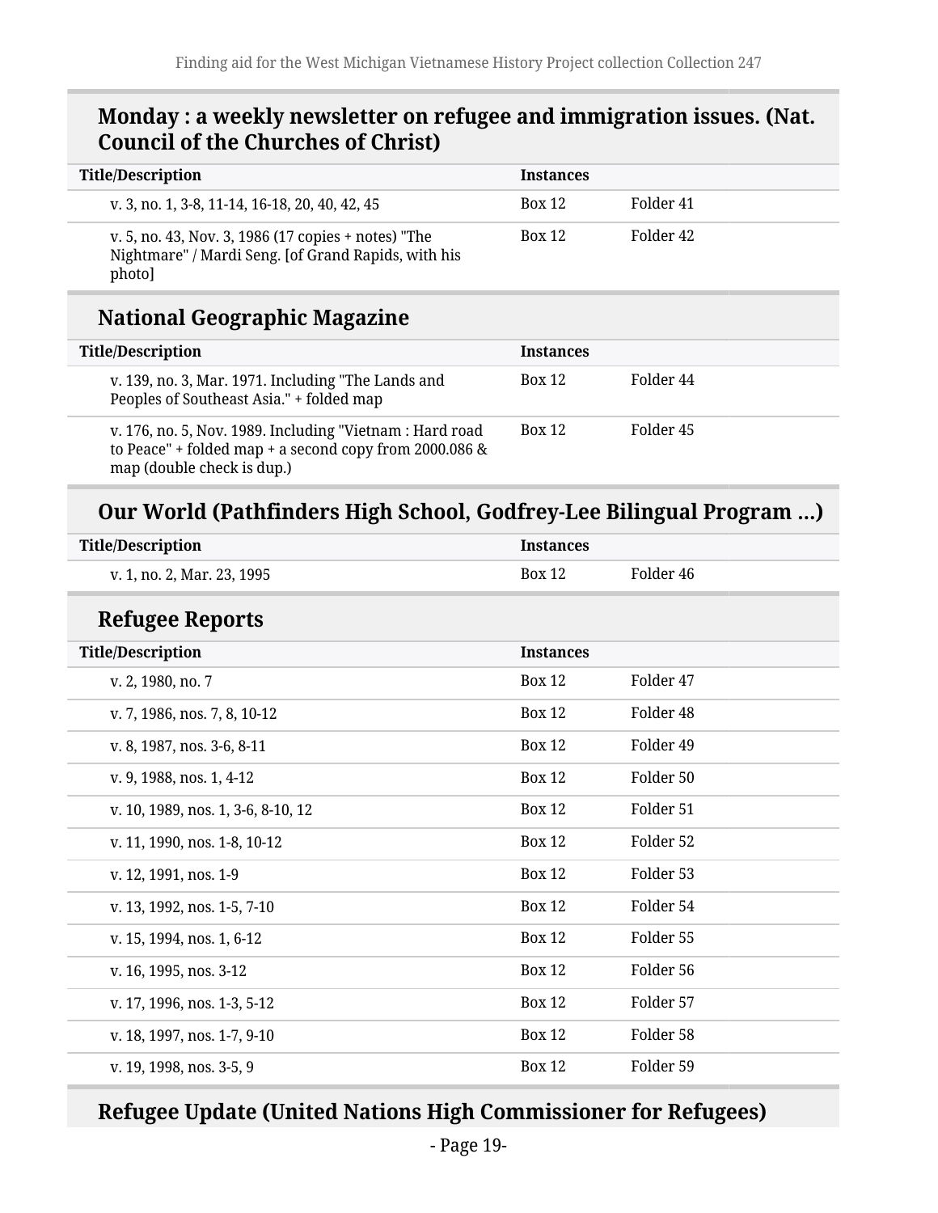## Monday : a weekly newsletter on refugee and immigration issues. (Nat. Council of the Churches of Christ)

| Title/Description | Instances | |
|---|---|---|
| v. 3, no. 1, 3-8, 11-14, 16-18, 20, 40, 42, 45 | Box 12 | Folder 41 |
| v. 5, no. 43, Nov. 3, 1986 (17 copies + notes) "The Nightmare" / Mardi Seng. [of Grand Rapids, with his photo] | Box 12 | Folder 42 |

## National Geographic Magazine

| Title/Description | Instances | |
|---|---|---|
| v. 139, no. 3, Mar. 1971. Including "The Lands and Peoples of Southeast Asia." + folded map | Box 12 | Folder 44 |
| v. 176, no. 5, Nov. 1989. Including "Vietnam : Hard road to Peace" + folded map + a second copy from 2000.086 & map (double check is dup.) | Box 12 | Folder 45 |

## Our World (Pathfinders High School, Godfrey-Lee Bilingual Program ...)

| Title/Description | Instances | |
|---|---|---|
| v. 1, no. 2, Mar. 23, 1995 | Box 12 | Folder 46 |

## Refugee Reports

| Title/Description | Instances | |
|---|---|---|
| v. 2, 1980, no. 7 | Box 12 | Folder 47 |
| v. 7, 1986, nos. 7, 8, 10-12 | Box 12 | Folder 48 |
| v. 8, 1987, nos. 3-6, 8-11 | Box 12 | Folder 49 |
| v. 9, 1988, nos. 1, 4-12 | Box 12 | Folder 50 |
| v. 10, 1989, nos. 1, 3-6, 8-10, 12 | Box 12 | Folder 51 |
| v. 11, 1990, nos. 1-8, 10-12 | Box 12 | Folder 52 |
| v. 12, 1991, nos. 1-9 | Box 12 | Folder 53 |
| v. 13, 1992, nos. 1-5, 7-10 | Box 12 | Folder 54 |
| v. 15, 1994, nos. 1, 6-12 | Box 12 | Folder 55 |
| v. 16, 1995, nos. 3-12 | Box 12 | Folder 56 |
| v. 17, 1996, nos. 1-3, 5-12 | Box 12 | Folder 57 |
| v. 18, 1997, nos. 1-7, 9-10 | Box 12 | Folder 58 |
| v. 19, 1998, nos. 3-5, 9 | Box 12 | Folder 59 |

## Refugee Update (United Nations High Commissioner for Refugees)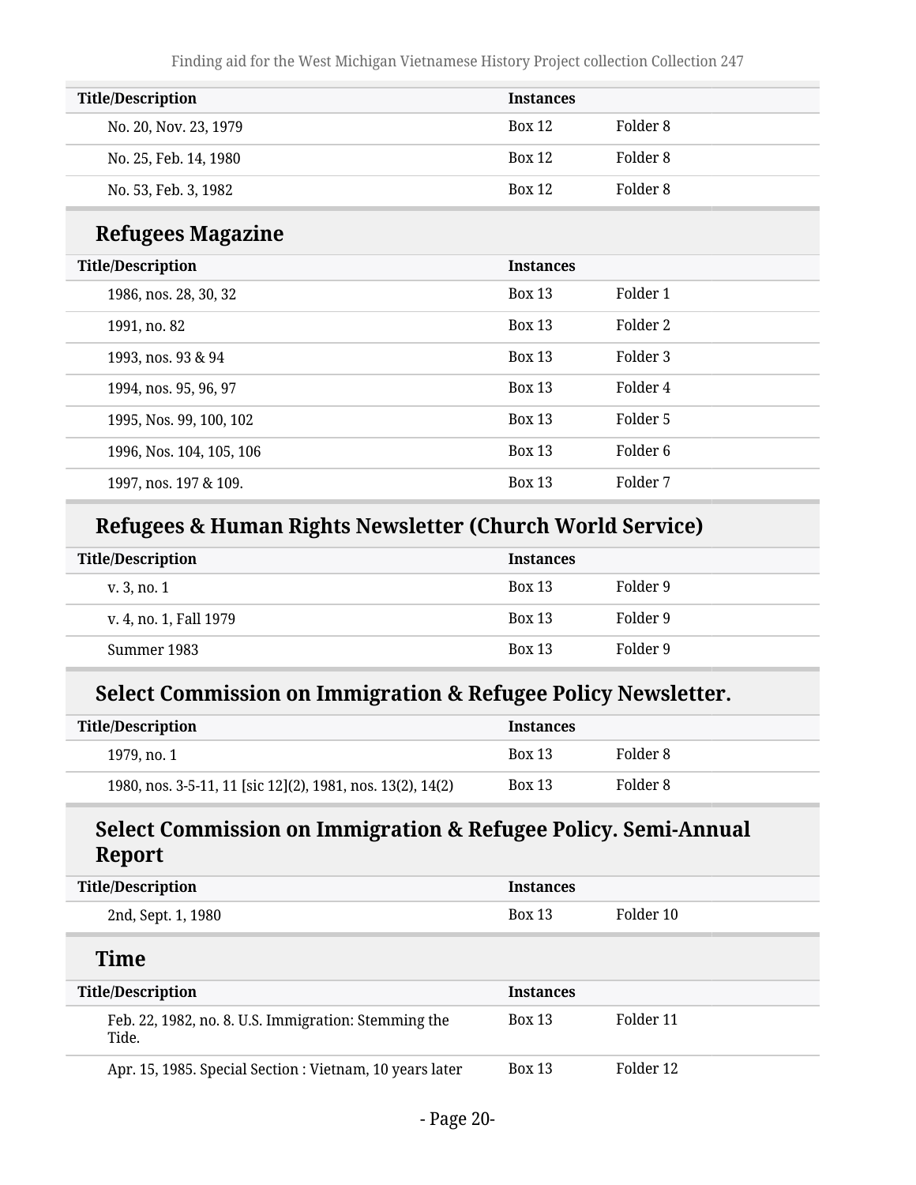| Title/Description | Instances | |
| --- | --- | --- |
| No. 20, Nov. 23, 1979 | Box 12 | Folder 8 |
| No. 25, Feb. 14, 1980 | Box 12 | Folder 8 |
| No. 53, Feb. 3, 1982 | Box 12 | Folder 8 |

## Refugees Magazine

| Title/Description | Instances | |
| --- | --- | --- |
| 1986, nos. 28, 30, 32 | Box 13 | Folder 1 |
| 1991, no. 82 | Box 13 | Folder 2 |
| 1993, nos. 93 & 94 | Box 13 | Folder 3 |
| 1994, nos. 95, 96, 97 | Box 13 | Folder 4 |
| 1995, Nos. 99, 100, 102 | Box 13 | Folder 5 |
| 1996, Nos. 104, 105, 106 | Box 13 | Folder 6 |
| 1997, nos. 197 & 109. | Box 13 | Folder 7 |

## Refugees & Human Rights Newsletter (Church World Service)

| Title/Description | Instances | |
| --- | --- | --- |
| v. 3, no. 1 | Box 13 | Folder 9 |
| v. 4, no. 1, Fall 1979 | Box 13 | Folder 9 |
| Summer 1983 | Box 13 | Folder 9 |

## Select Commission on Immigration & Refugee Policy Newsletter.

| Title/Description | Instances | |
| --- | --- | --- |
| 1979, no. 1 | Box 13 | Folder 8 |
| 1980, nos. 3-5-11, 11 [sic 12](2), 1981, nos. 13(2), 14(2) | Box 13 | Folder 8 |

## Select Commission on Immigration & Refugee Policy. Semi-Annual Report

| Title/Description | Instances | |
| --- | --- | --- |
| 2nd, Sept. 1, 1980 | Box 13 | Folder 10 |

## Time

| Title/Description | Instances | |
| --- | --- | --- |
| Feb. 22, 1982, no. 8. U.S. Immigration: Stemming the Tide. | Box 13 | Folder 11 |
| Apr. 15, 1985. Special Section : Vietnam, 10 years later | Box 13 | Folder 12 |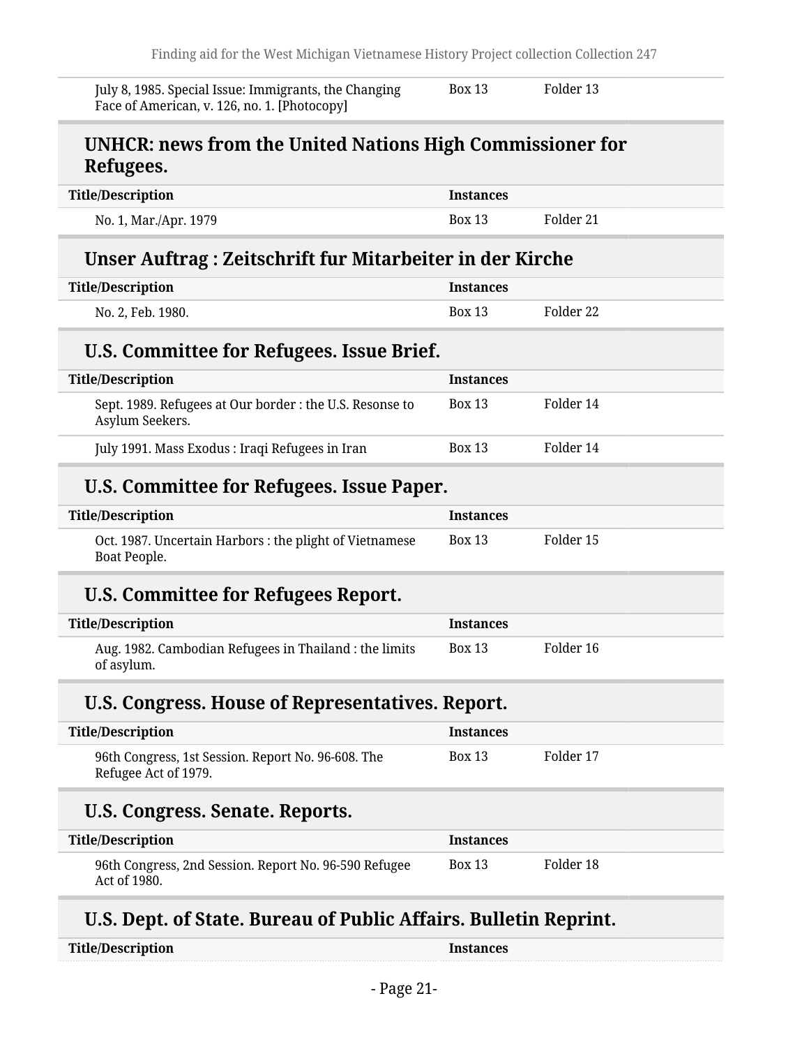| | | |
|---|---|---|
| July 8, 1985. Special Issue: Immigrants, the Changing Face of American, v. 126, no. 1. [Photocopy] | Box 13 | Folder 13 |

## UNHCR: news from the United Nations High Commissioner for Refugees.

| Title/Description | Instances | |
|---|---|---|
| No. 1, Mar./Apr. 1979 | Box 13 | Folder 21 |

## Unser Auftrag : Zeitschrift fur Mitarbeiter in der Kirche

| Title/Description | Instances | |
|---|---|---|
| No. 2, Feb. 1980. | Box 13 | Folder 22 |

## U.S. Committee for Refugees. Issue Brief.

| Title/Description | Instances | |
|---|---|---|
| Sept. 1989. Refugees at Our border : the U.S. Resonse to Asylum Seekers. | Box 13 | Folder 14 |
| July 1991. Mass Exodus : Iraqi Refugees in Iran | Box 13 | Folder 14 |

## U.S. Committee for Refugees. Issue Paper.

| Title/Description | Instances | |
|---|---|---|
| Oct. 1987. Uncertain Harbors : the plight of Vietnamese Boat People. | Box 13 | Folder 15 |

## U.S. Committee for Refugees Report.

| Title/Description | Instances | |
|---|---|---|
| Aug. 1982. Cambodian Refugees in Thailand : the limits of asylum. | Box 13 | Folder 16 |

## U.S. Congress. House of Representatives. Report.

| Title/Description | Instances | |
|---|---|---|
| 96th Congress, 1st Session. Report No. 96-608. The Refugee Act of 1979. | Box 13 | Folder 17 |

## U.S. Congress. Senate. Reports.

| Title/Description | Instances | |
|---|---|---|
| 96th Congress, 2nd Session. Report No. 96-590 Refugee Act of 1980. | Box 13 | Folder 18 |

## U.S. Dept. of State. Bureau of Public Affairs. Bulletin Reprint.

| Title/Description | Instances |
|---|---|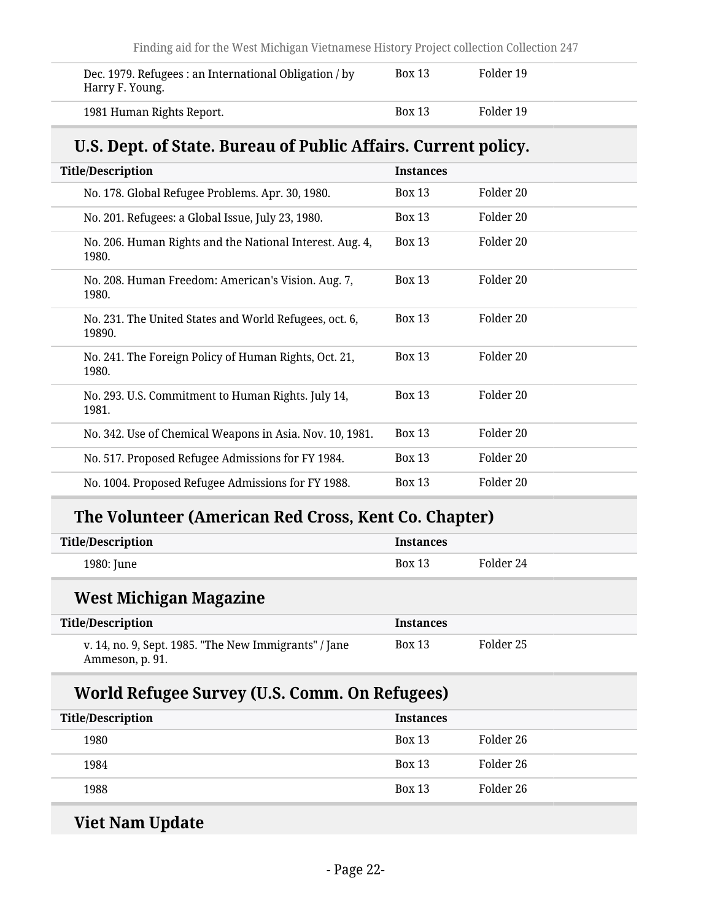| Title/Description | Instances | |
|---|---|---|
| Dec. 1979. Refugees : an International Obligation / by Harry F. Young. | Box 13 | Folder 19 |
| 1981 Human Rights Report. | Box 13 | Folder 19 |

## U.S. Dept. of State. Bureau of Public Affairs. Current policy.

| Title/Description | Instances | |
|---|---|---|
| No. 178. Global Refugee Problems. Apr. 30, 1980. | Box 13 | Folder 20 |
| No. 201. Refugees: a Global Issue, July 23, 1980. | Box 13 | Folder 20 |
| No. 206. Human Rights and the National Interest. Aug. 4, 1980. | Box 13 | Folder 20 |
| No. 208. Human Freedom: American's Vision. Aug. 7, 1980. | Box 13 | Folder 20 |
| No. 231. The United States and World Refugees, oct. 6, 19890. | Box 13 | Folder 20 |
| No. 241. The Foreign Policy of Human Rights, Oct. 21, 1980. | Box 13 | Folder 20 |
| No. 293. U.S. Commitment to Human Rights. July 14, 1981. | Box 13 | Folder 20 |
| No. 342. Use of Chemical Weapons in Asia. Nov. 10, 1981. | Box 13 | Folder 20 |
| No. 517. Proposed Refugee Admissions for FY 1984. | Box 13 | Folder 20 |
| No. 1004. Proposed Refugee Admissions for FY 1988. | Box 13 | Folder 20 |

## The Volunteer (American Red Cross, Kent Co. Chapter)

| Title/Description | Instances | |
|---|---|---|
| 1980: June | Box 13 | Folder 24 |

## West Michigan Magazine

| Title/Description | Instances | |
|---|---|---|
| v. 14, no. 9, Sept. 1985. "The New Immigrants" / Jane Ammeson, p. 91. | Box 13 | Folder 25 |

## World Refugee Survey (U.S. Comm. On Refugees)

| Title/Description | Instances | |
|---|---|---|
| 1980 | Box 13 | Folder 26 |
| 1984 | Box 13 | Folder 26 |
| 1988 | Box 13 | Folder 26 |

## Viet Nam Update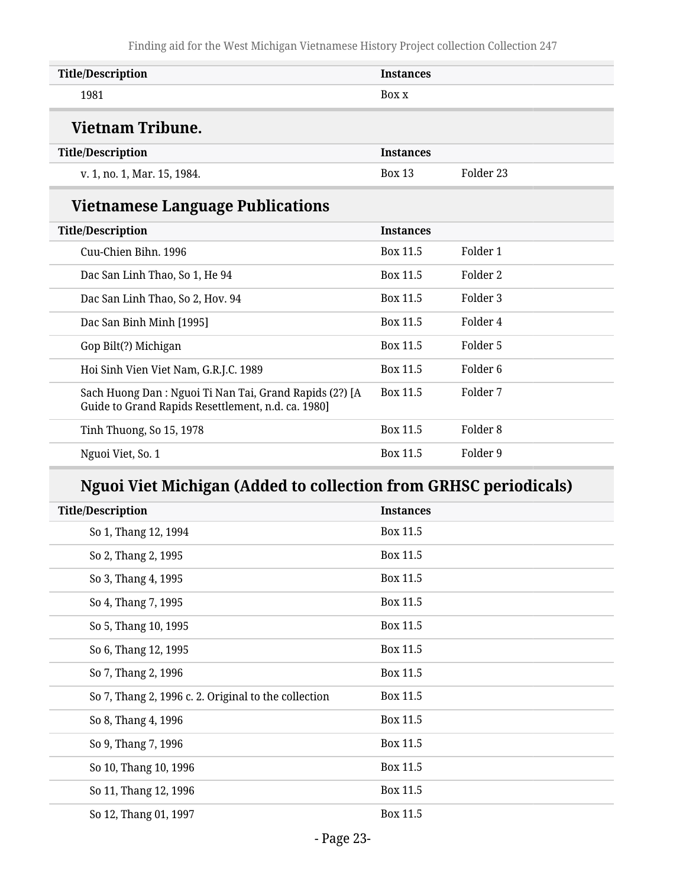| Title/Description | Instances | |
|---|---|---|
| 1981 | Box x | |

### Vietnam Tribune.

| Title/Description | Instances | |
|---|---|---|
| v. 1, no. 1, Mar. 15, 1984. | Box 13 | Folder 23 |

### Vietnamese Language Publications

| Title/Description | Instances | |
|---|---|---|
| Cuu-Chien Bihn. 1996 | Box 11.5 | Folder 1 |
| Dac San Linh Thao, So 1, He 94 | Box 11.5 | Folder 2 |
| Dac San Linh Thao, So 2, Hov. 94 | Box 11.5 | Folder 3 |
| Dac San Binh Minh [1995] | Box 11.5 | Folder 4 |
| Gop Bilt(?) Michigan | Box 11.5 | Folder 5 |
| Hoi Sinh Vien Viet Nam, G.R.J.C. 1989 | Box 11.5 | Folder 6 |
| Sach Huong Dan : Nguoi Ti Nan Tai, Grand Rapids (2?) [A Guide to Grand Rapids Resettlement, n.d. ca. 1980] | Box 11.5 | Folder 7 |
| Tinh Thuong, So 15, 1978 | Box 11.5 | Folder 8 |
| Nguoi Viet, So. 1 | Box 11.5 | Folder 9 |

#### Nguoi Viet Michigan (Added to collection from GRHSC periodicals)

| Title/Description | Instances |
|---|---|
| So 1, Thang 12, 1994 | Box 11.5 |
| So 2, Thang 2, 1995 | Box 11.5 |
| So 3, Thang 4, 1995 | Box 11.5 |
| So 4, Thang 7, 1995 | Box 11.5 |
| So 5, Thang 10, 1995 | Box 11.5 |
| So 6, Thang 12, 1995 | Box 11.5 |
| So 7, Thang 2, 1996 | Box 11.5 |
| So 7, Thang 2, 1996 c. 2. Original to the collection | Box 11.5 |
| So 8, Thang 4, 1996 | Box 11.5 |
| So 9, Thang 7, 1996 | Box 11.5 |
| So 10, Thang 10, 1996 | Box 11.5 |
| So 11, Thang 12, 1996 | Box 11.5 |
| So 12, Thang 01, 1997 | Box 11.5 |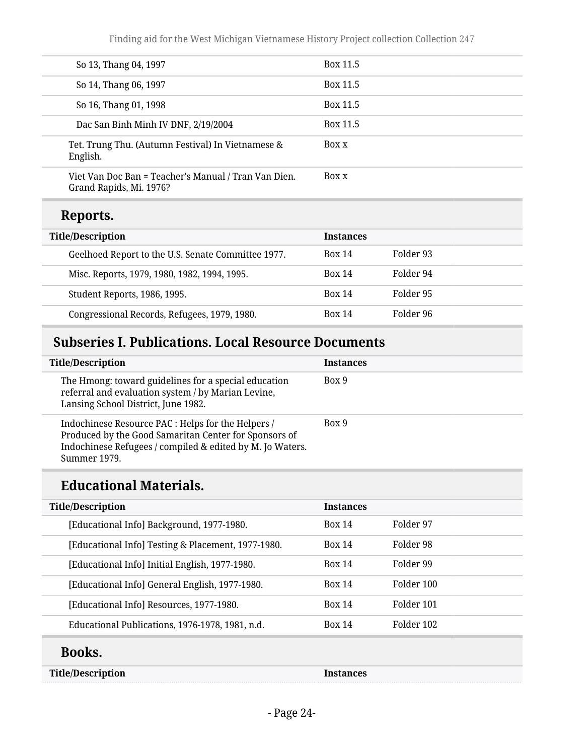| | | |
|---|---|---|
| So 13, Thang 04, 1997 | Box 11.5 | |
| So 14, Thang 06, 1997 | Box 11.5 | |
| So 16, Thang 01, 1998 | Box 11.5 | |
| Dac San Binh Minh IV DNF, 2/19/2004 | Box 11.5 | |
| Tet. Trung Thu. (Autumn Festival) In Vietnamese & English. | Box x | |
| Viet Van Doc Ban = Teacher's Manual / Tran Van Dien. Grand Rapids, Mi. 1976? | Box x | |

### Reports.

| Title/Description | Instances | |
|---|---|---|
| Geelhoed Report to the U.S. Senate Committee 1977. | Box 14 | Folder 93 |
| Misc. Reports, 1979, 1980, 1982, 1994, 1995. | Box 14 | Folder 94 |
| Student Reports, 1986, 1995. | Box 14 | Folder 95 |
| Congressional Records, Refugees, 1979, 1980. | Box 14 | Folder 96 |

## Subseries I. Publications. Local Resource Documents

| Title/Description | Instances |
|---|---|
| The Hmong: toward guidelines for a special education referral and evaluation system / by Marian Levine, Lansing School District, June 1982. | Box 9 |
| Indochinese Resource PAC : Helps for the Helpers / Produced by the Good Samaritan Center for Sponsors of Indochinese Refugees / compiled & edited by M. Jo Waters. Summer 1979. | Box 9 |

### Educational Materials.

| Title/Description | Instances | |
|---|---|---|
| [Educational Info] Background, 1977-1980. | Box 14 | Folder 97 |
| [Educational Info] Testing & Placement, 1977-1980. | Box 14 | Folder 98 |
| [Educational Info] Initial English, 1977-1980. | Box 14 | Folder 99 |
| [Educational Info] General English, 1977-1980. | Box 14 | Folder 100 |
| [Educational Info] Resources, 1977-1980. | Box 14 | Folder 101 |
| Educational Publications, 1976-1978, 1981, n.d. | Box 14 | Folder 102 |

### Books.

| Title/Description | Instances |
|---|---|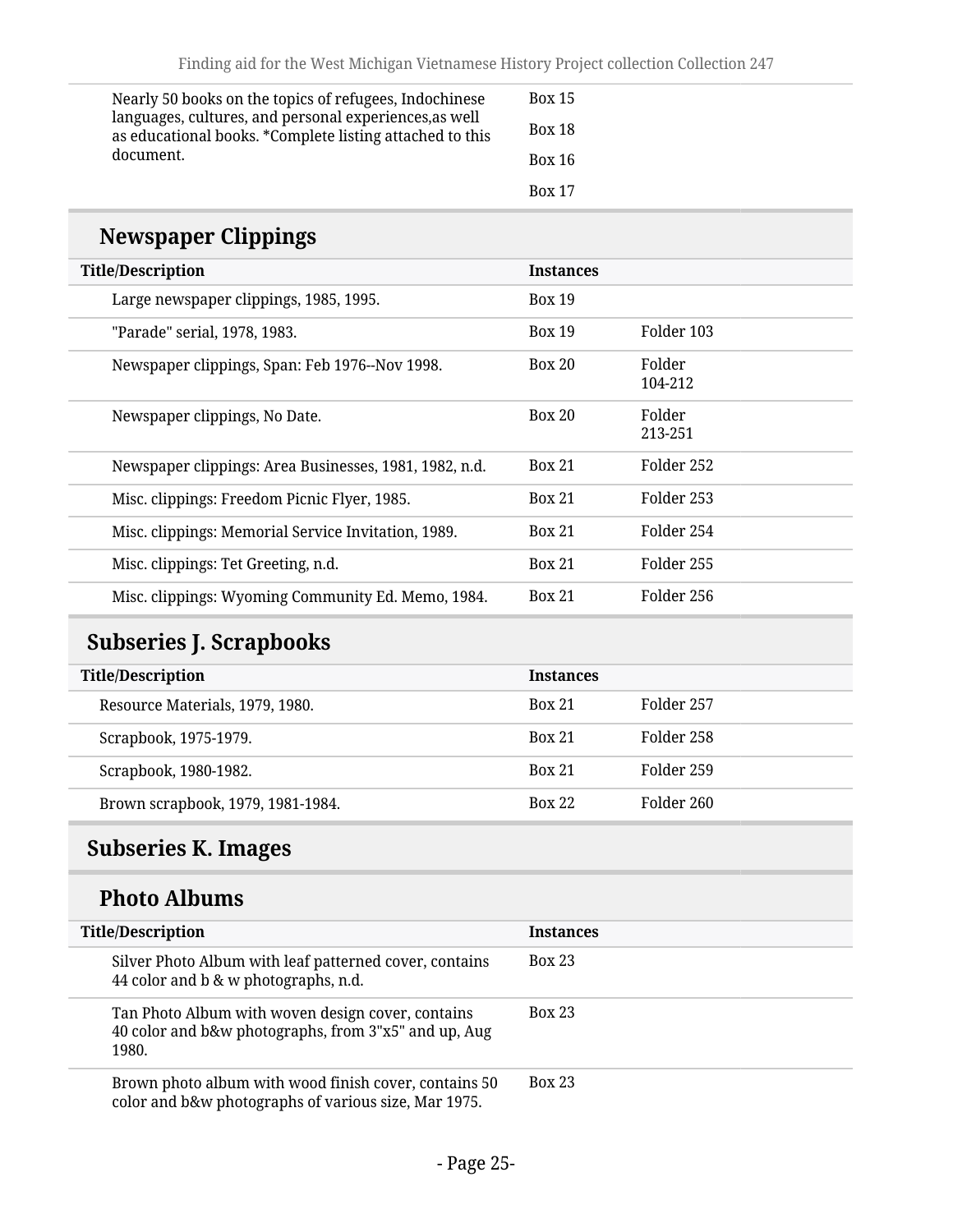| | | |
|---|---|---|
| Nearly 50 books on the topics of refugees, Indochinese languages, cultures, and personal experiences,as well as educational books. *Complete listing attached to this document. | Box 15<br>Box 18<br>Box 16<br>Box 17 | |

### Newspaper Clippings

| Title/Description | Instances | |
|---|---|---|
| Large newspaper clippings, 1985, 1995. | Box 19 | |
| "Parade" serial, 1978, 1983. | Box 19 | Folder 103 |
| Newspaper clippings, Span: Feb 1976--Nov 1998. | Box 20 | Folder 104-212 |
| Newspaper clippings, No Date. | Box 20 | Folder 213-251 |
| Newspaper clippings: Area Businesses, 1981, 1982, n.d. | Box 21 | Folder 252 |
| Misc. clippings: Freedom Picnic Flyer, 1985. | Box 21 | Folder 253 |
| Misc. clippings: Memorial Service Invitation, 1989. | Box 21 | Folder 254 |
| Misc. clippings: Tet Greeting, n.d. | Box 21 | Folder 255 |
| Misc. clippings: Wyoming Community Ed. Memo, 1984. | Box 21 | Folder 256 |

## Subseries J. Scrapbooks

| Title/Description | Instances | |
|---|---|---|
| Resource Materials, 1979, 1980. | Box 21 | Folder 257 |
| Scrapbook, 1975-1979. | Box 21 | Folder 258 |
| Scrapbook, 1980-1982. | Box 21 | Folder 259 |
| Brown scrapbook, 1979, 1981-1984. | Box 22 | Folder 260 |

## Subseries K. Images

### Photo Albums

| Title/Description | Instances | |
|---|---|---|
| Silver Photo Album with leaf patterned cover, contains 44 color and b & w photographs, n.d. | Box 23 | |
| Tan Photo Album with woven design cover, contains 40 color and b&w photographs, from 3"x5" and up, Aug 1980. | Box 23 | |
| Brown photo album with wood finish cover, contains 50 color and b&w photographs of various size, Mar 1975. | Box 23 | |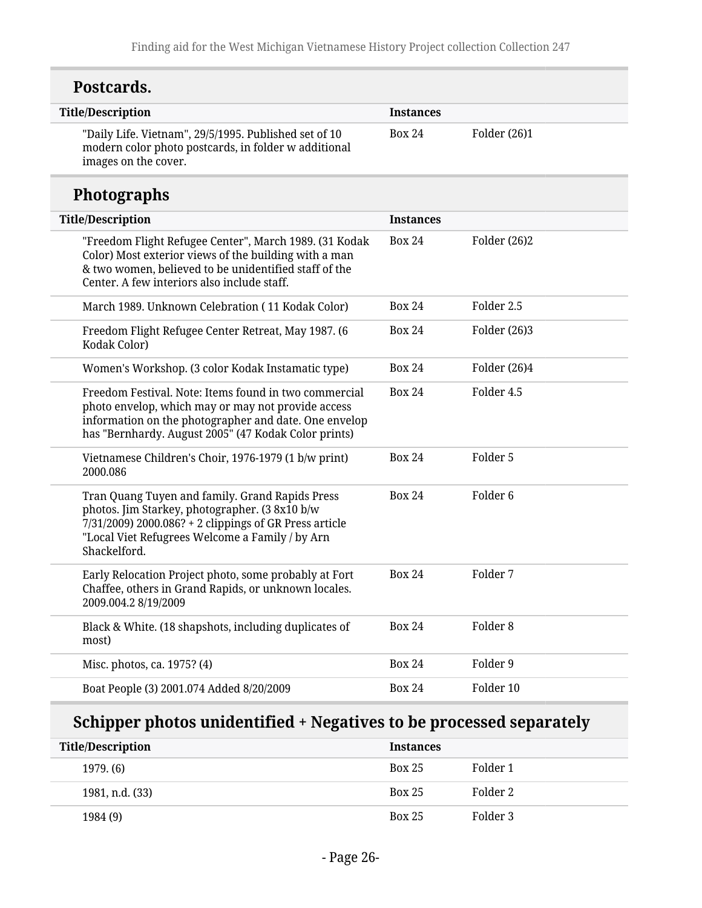## Postcards.

| Title/Description | Instances | |
|---|---|---|
| "Daily Life. Vietnam", 29/5/1995. Published set of 10 modern color photo postcards, in folder w additional images on the cover. | Box 24 | Folder (26)1 |

## Photographs

| Title/Description | Instances | |
|---|---|---|
| "Freedom Flight Refugee Center", March 1989. (31 Kodak Color) Most exterior views of the building with a man & two women, believed to be unidentified staff of the Center. A few interiors also include staff. | Box 24 | Folder (26)2 |
| March 1989. Unknown Celebration ( 11 Kodak Color) | Box 24 | Folder 2.5 |
| Freedom Flight Refugee Center Retreat, May 1987. (6 Kodak Color) | Box 24 | Folder (26)3 |
| Women's Workshop. (3 color Kodak Instamatic type) | Box 24 | Folder (26)4 |
| Freedom Festival. Note: Items found in two commercial photo envelop, which may or may not provide access information on the photographer and date. One envelop has "Bernhardy. August 2005" (47 Kodak Color prints) | Box 24 | Folder 4.5 |
| Vietnamese Children's Choir, 1976-1979 (1 b/w print) 2000.086 | Box 24 | Folder 5 |
| Tran Quang Tuyen and family. Grand Rapids Press photos. Jim Starkey, photographer. (3 8x10 b/w 7/31/2009) 2000.086? + 2 clippings of GR Press article "Local Viet Refugrees Welcome a Family / by Arn Shackelford. | Box 24 | Folder 6 |
| Early Relocation Project photo, some probably at Fort Chaffee, others in Grand Rapids, or unknown locales. 2009.004.2 8/19/2009 | Box 24 | Folder 7 |
| Black & White. (18 shapshots, including duplicates of most) | Box 24 | Folder 8 |
| Misc. photos, ca. 1975? (4) | Box 24 | Folder 9 |
| Boat People (3) 2001.074 Added 8/20/2009 | Box 24 | Folder 10 |

## Schipper photos unidentified + Negatives to be processed separately

| Title/Description | Instances | |
|---|---|---|
| 1979. (6) | Box 25 | Folder 1 |
| 1981, n.d. (33) | Box 25 | Folder 2 |
| 1984 (9) | Box 25 | Folder 3 |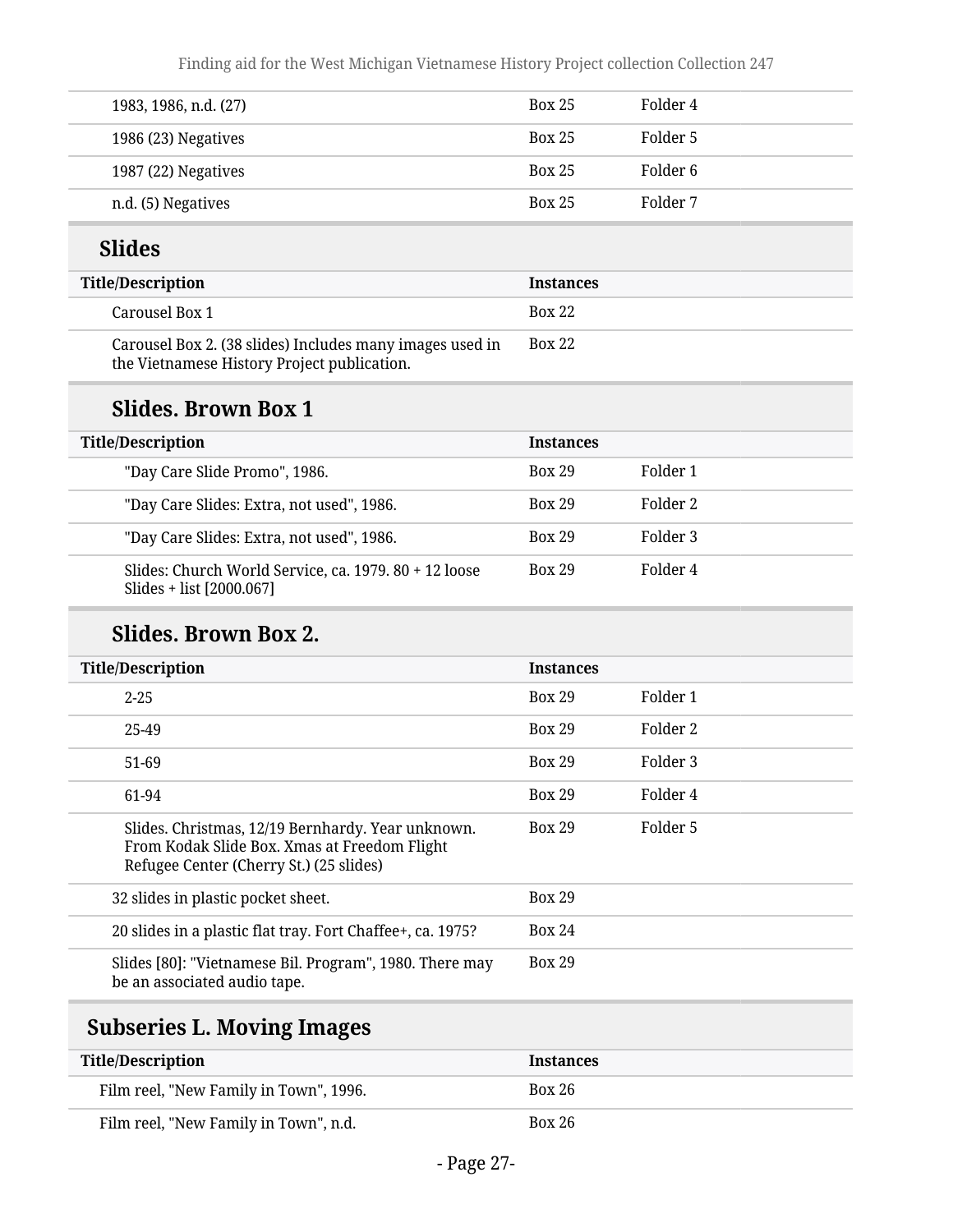| | | |
|---|---|---|
| 1983, 1986, n.d. (27) | Box 25 | Folder 4 |
| 1986 (23) Negatives | Box 25 | Folder 5 |
| 1987 (22) Negatives | Box 25 | Folder 6 |
| n.d. (5) Negatives | Box 25 | Folder 7 |

### Slides

| Title/Description | Instances | |
|---|---|---|
| Carousel Box 1 | Box 22 | |
| Carousel Box 2. (38 slides) Includes many images used in the Vietnamese History Project publication. | Box 22 | |

### Slides. Brown Box 1

| Title/Description | Instances | |
|---|---|---|
| "Day Care Slide Promo", 1986. | Box 29 | Folder 1 |
| "Day Care Slides: Extra, not used", 1986. | Box 29 | Folder 2 |
| "Day Care Slides: Extra, not used", 1986. | Box 29 | Folder 3 |
| Slides: Church World Service, ca. 1979. 80 + 12 loose Slides + list [2000.067] | Box 29 | Folder 4 |

### Slides. Brown Box 2.

| Title/Description | Instances | |
|---|---|---|
| 2-25 | Box 29 | Folder 1 |
| 25-49 | Box 29 | Folder 2 |
| 51-69 | Box 29 | Folder 3 |
| 61-94 | Box 29 | Folder 4 |
| Slides. Christmas, 12/19 Bernhardy. Year unknown. From Kodak Slide Box. Xmas at Freedom Flight Refugee Center (Cherry St.) (25 slides) | Box 29 | Folder 5 |
| 32 slides in plastic pocket sheet. | Box 29 | |
| 20 slides in a plastic flat tray. Fort Chaffee+, ca. 1975? | Box 24 | |
| Slides [80]: "Vietnamese Bil. Program", 1980. There may be an associated audio tape. | Box 29 | |

## Subseries L. Moving Images

| Title/Description | Instances |
|---|---|
| Film reel, "New Family in Town", 1996. | Box 26 |
| Film reel, "New Family in Town", n.d. | Box 26 |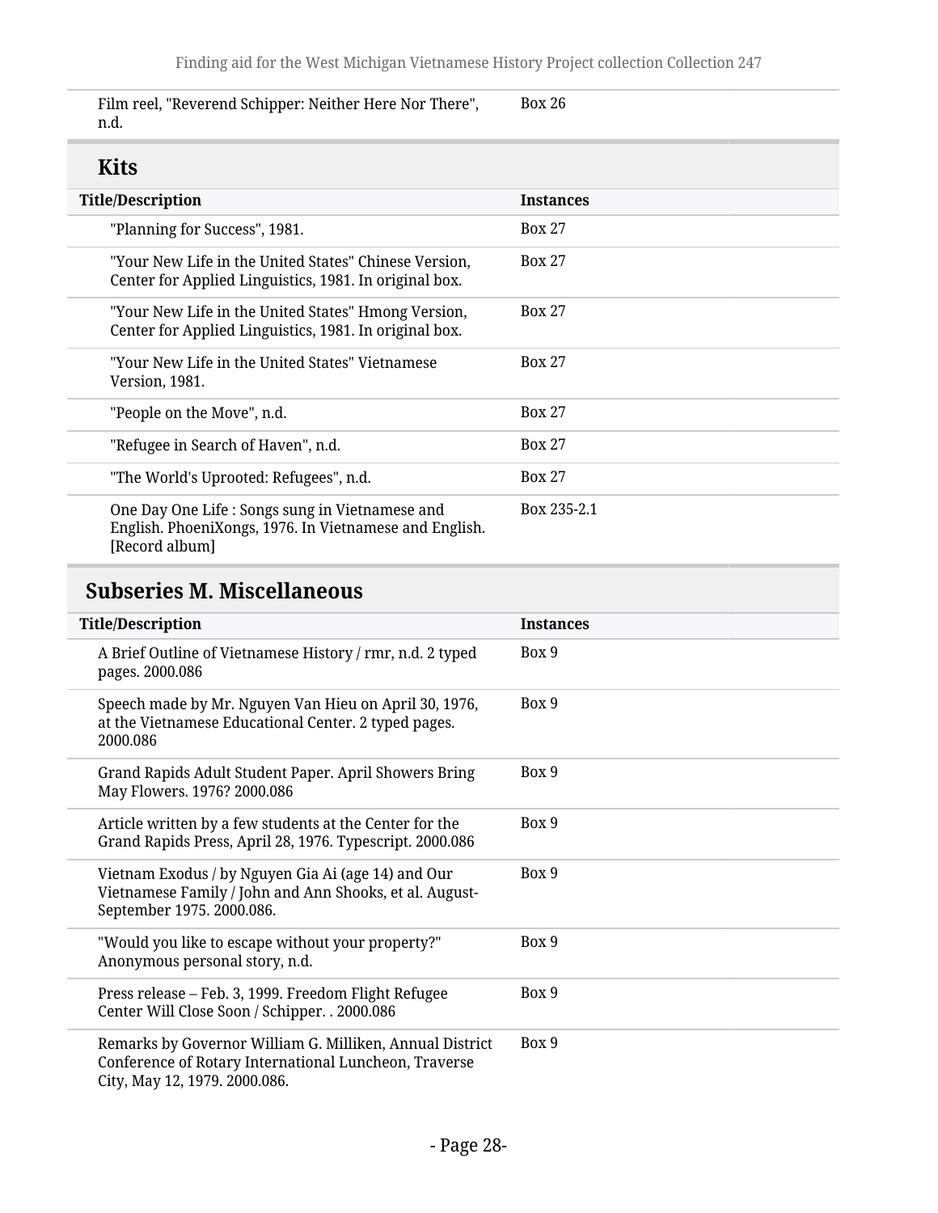| | |
|---|---|
| Film reel, "Reverend Schipper: Neither Here Nor There", n.d. | Box 26 |

## Kits

| Title/Description | Instances |
|---|---|
| "Planning for Success", 1981. | Box 27 |
| "Your New Life in the United States" Chinese Version, Center for Applied Linguistics, 1981. In original box. | Box 27 |
| "Your New Life in the United States" Hmong Version, Center for Applied Linguistics, 1981. In original box. | Box 27 |
| "Your New Life in the United States" Vietnamese Version, 1981. | Box 27 |
| "People on the Move", n.d. | Box 27 |
| "Refugee in Search of Haven", n.d. | Box 27 |
| "The World's Uprooted: Refugees", n.d. | Box 27 |
| One Day One Life : Songs sung in Vietnamese and English. PhoeniXongs, 1976. In Vietnamese and English. [Record album] | Box 235-2.1 |

## Subseries M. Miscellaneous

| Title/Description | Instances |
|---|---|
| A Brief Outline of Vietnamese History / rmr, n.d. 2 typed pages. 2000.086 | Box 9 |
| Speech made by Mr. Nguyen Van Hieu on April 30, 1976, at the Vietnamese Educational Center. 2 typed pages. 2000.086 | Box 9 |
| Grand Rapids Adult Student Paper. April Showers Bring May Flowers. 1976? 2000.086 | Box 9 |
| Article written by a few students at the Center for the Grand Rapids Press, April 28, 1976. Typescript. 2000.086 | Box 9 |
| Vietnam Exodus / by Nguyen Gia Ai (age 14) and Our Vietnamese Family / John and Ann Shooks, et al. August-September 1975. 2000.086. | Box 9 |
| "Would you like to escape without your property?" Anonymous personal story, n.d. | Box 9 |
| Press release – Feb. 3, 1999. Freedom Flight Refugee Center Will Close Soon / Schipper. . 2000.086 | Box 9 |
| Remarks by Governor William G. Milliken, Annual District Conference of Rotary International Luncheon, Traverse City, May 12, 1979. 2000.086. | Box 9 |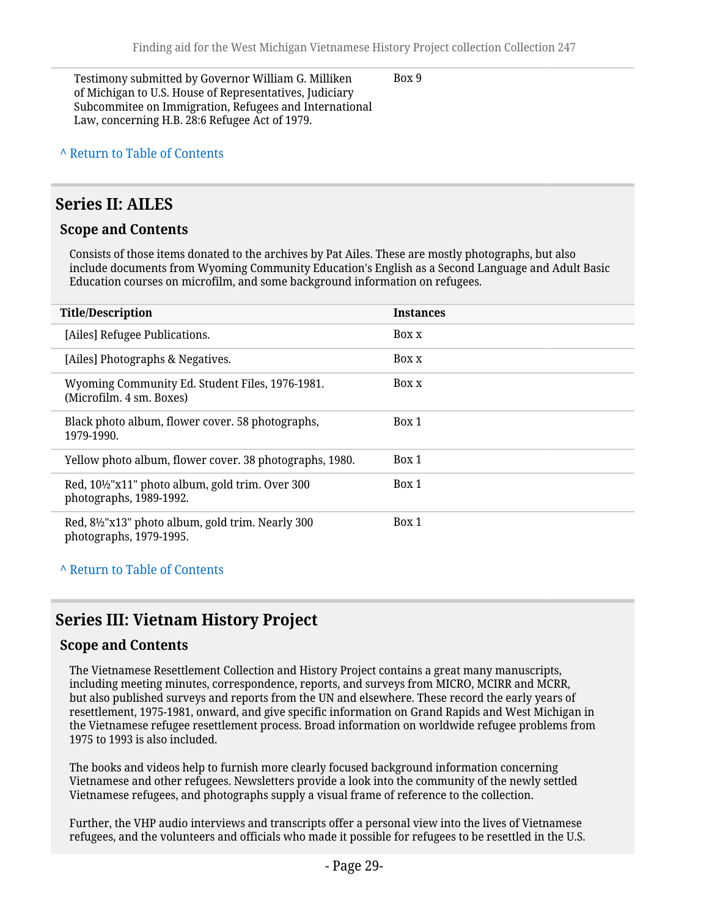| | |
|---|---|
| Testimony submitted by Governor William G. Milliken of Michigan to U.S. House of Representatives, Judiciary Subcommitee on Immigration, Refugees and International Law, concerning H.B. 28:6 Refugee Act of 1979. | Box 9 |

^ Return to Table of Contents

## Series II: AILES

### Scope and Contents

Consists of those items donated to the archives by Pat Ailes. These are mostly photographs, but also include documents from Wyoming Community Education's English as a Second Language and Adult Basic Education courses on microfilm, and some background information on refugees.

| Title/Description | Instances |
|---|---|
| [Ailes] Refugee Publications. | Box x |
| [Ailes] Photographs & Negatives. | Box x |
| Wyoming Community Ed. Student Files, 1976-1981. (Microfilm. 4 sm. Boxes) | Box x |
| Black photo album, flower cover. 58 photographs, 1979-1990. | Box 1 |
| Yellow photo album, flower cover. 38 photographs, 1980. | Box 1 |
| Red, 10½"x11" photo album, gold trim. Over 300 photographs, 1989-1992. | Box 1 |
| Red, 8½"x13" photo album, gold trim. Nearly 300 photographs, 1979-1995. | Box 1 |

^ Return to Table of Contents

## Series III: Vietnam History Project

### Scope and Contents

The Vietnamese Resettlement Collection and History Project contains a great many manuscripts, including meeting minutes, correspondence, reports, and surveys from MICRO, MCIRR and MCRR, but also published surveys and reports from the UN and elsewhere. These record the early years of resettlement, 1975-1981, onward, and give specific information on Grand Rapids and West Michigan in the Vietnamese refugee resettlement process. Broad information on worldwide refugee problems from 1975 to 1993 is also included.

The books and videos help to furnish more clearly focused background information concerning Vietnamese and other refugees. Newsletters provide a look into the community of the newly settled Vietnamese refugees, and photographs supply a visual frame of reference to the collection.

Further, the VHP audio interviews and transcripts offer a personal view into the lives of Vietnamese refugees, and the volunteers and officials who made it possible for refugees to be resettled in the U.S.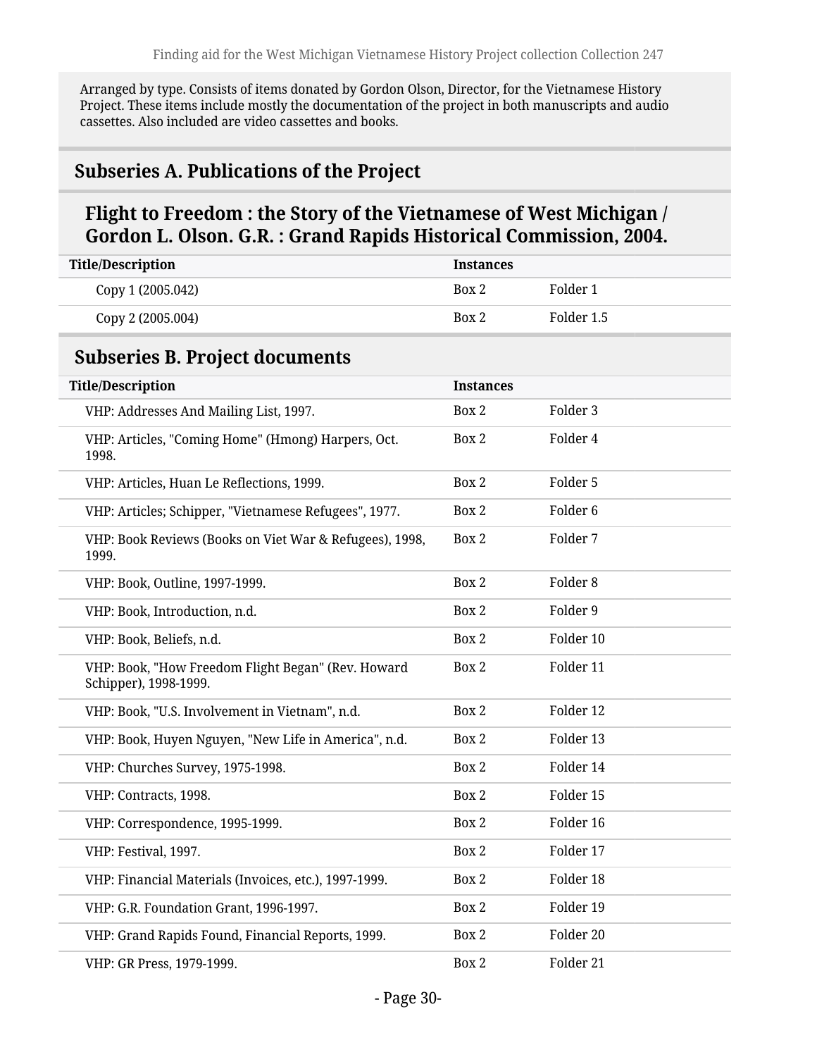Arranged by type. Consists of items donated by Gordon Olson, Director, for the Vietnamese History Project. These items include mostly the documentation of the project in both manuscripts and audio cassettes. Also included are video cassettes and books.

## Subseries A. Publications of the Project

### Flight to Freedom : the Story of the Vietnamese of West Michigan / Gordon L. Olson. G.R. : Grand Rapids Historical Commission, 2004.

| Title/Description | Instances | |
|---|---|---|
| Copy 1 (2005.042) | Box 2 | Folder 1 |
| Copy 2 (2005.004) | Box 2 | Folder 1.5 |

## Subseries B. Project documents

| Title/Description | Instances | |
|---|---|---|
| VHP: Addresses And Mailing List, 1997. | Box 2 | Folder 3 |
| VHP: Articles, "Coming Home" (Hmong) Harpers, Oct. 1998. | Box 2 | Folder 4 |
| VHP: Articles, Huan Le Reflections, 1999. | Box 2 | Folder 5 |
| VHP: Articles; Schipper, "Vietnamese Refugees", 1977. | Box 2 | Folder 6 |
| VHP: Book Reviews (Books on Viet War & Refugees), 1998, 1999. | Box 2 | Folder 7 |
| VHP: Book, Outline, 1997-1999. | Box 2 | Folder 8 |
| VHP: Book, Introduction, n.d. | Box 2 | Folder 9 |
| VHP: Book, Beliefs, n.d. | Box 2 | Folder 10 |
| VHP: Book, "How Freedom Flight Began" (Rev. Howard Schipper), 1998-1999. | Box 2 | Folder 11 |
| VHP: Book, "U.S. Involvement in Vietnam", n.d. | Box 2 | Folder 12 |
| VHP: Book, Huyen Nguyen, "New Life in America", n.d. | Box 2 | Folder 13 |
| VHP: Churches Survey, 1975-1998. | Box 2 | Folder 14 |
| VHP: Contracts, 1998. | Box 2 | Folder 15 |
| VHP: Correspondence, 1995-1999. | Box 2 | Folder 16 |
| VHP: Festival, 1997. | Box 2 | Folder 17 |
| VHP: Financial Materials (Invoices, etc.), 1997-1999. | Box 2 | Folder 18 |
| VHP: G.R. Foundation Grant, 1996-1997. | Box 2 | Folder 19 |
| VHP: Grand Rapids Found, Financial Reports, 1999. | Box 2 | Folder 20 |
| VHP: GR Press, 1979-1999. | Box 2 | Folder 21 |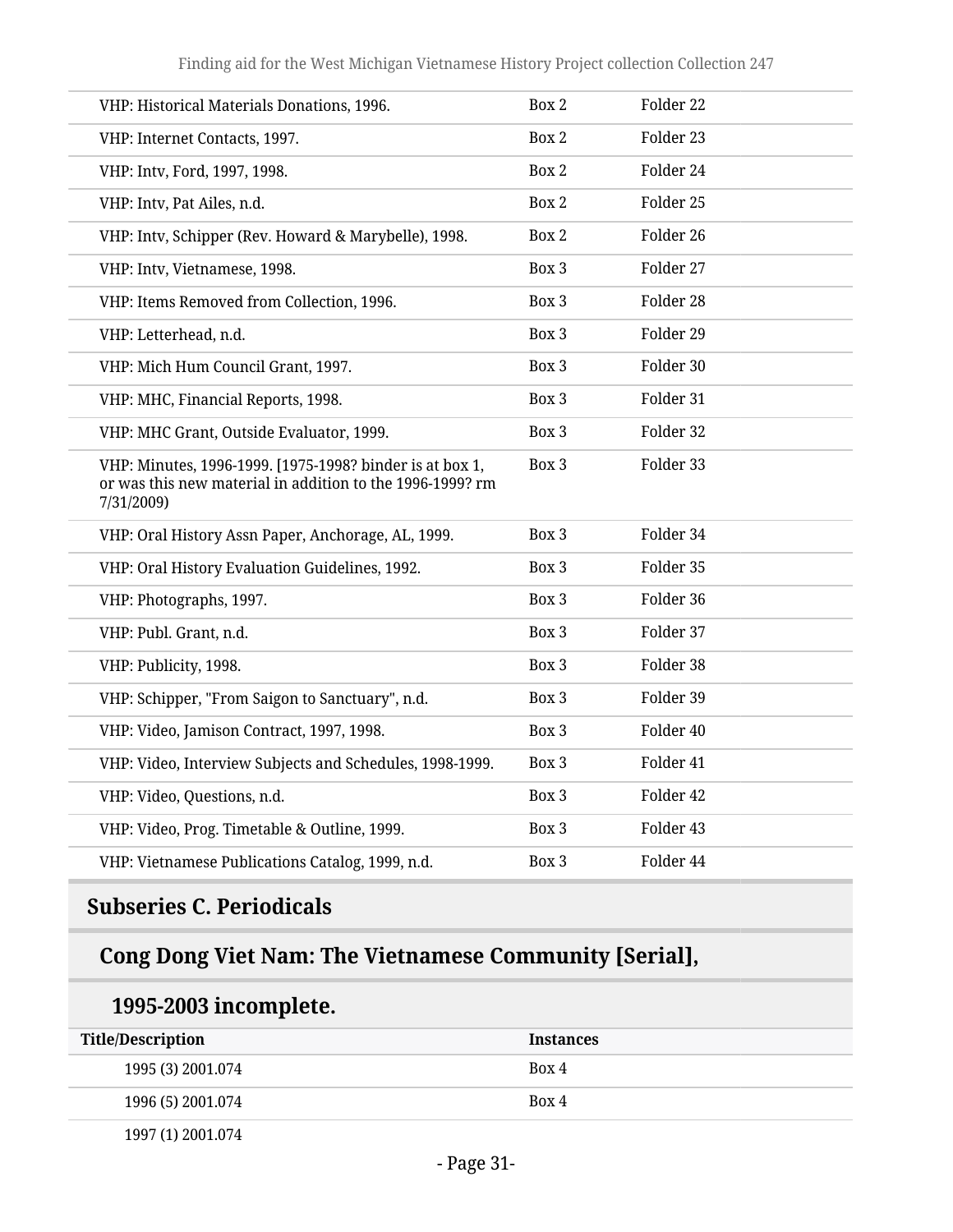| | | |
|---|---|---|
| VHP: Historical Materials Donations, 1996. | Box 2 | Folder 22 |
| VHP: Internet Contacts, 1997. | Box 2 | Folder 23 |
| VHP: Intv, Ford, 1997, 1998. | Box 2 | Folder 24 |
| VHP: Intv, Pat Ailes, n.d. | Box 2 | Folder 25 |
| VHP: Intv, Schipper (Rev. Howard & Marybelle), 1998. | Box 2 | Folder 26 |
| VHP: Intv, Vietnamese, 1998. | Box 3 | Folder 27 |
| VHP: Items Removed from Collection, 1996. | Box 3 | Folder 28 |
| VHP: Letterhead, n.d. | Box 3 | Folder 29 |
| VHP: Mich Hum Council Grant, 1997. | Box 3 | Folder 30 |
| VHP: MHC, Financial Reports, 1998. | Box 3 | Folder 31 |
| VHP: MHC Grant, Outside Evaluator, 1999. | Box 3 | Folder 32 |
| VHP: Minutes, 1996-1999. [1975-1998? binder is at box 1, or was this new material in addition to the 1996-1999? rm 7/31/2009) | Box 3 | Folder 33 |
| VHP: Oral History Assn Paper, Anchorage, AL, 1999. | Box 3 | Folder 34 |
| VHP: Oral History Evaluation Guidelines, 1992. | Box 3 | Folder 35 |
| VHP: Photographs, 1997. | Box 3 | Folder 36 |
| VHP: Publ. Grant, n.d. | Box 3 | Folder 37 |
| VHP: Publicity, 1998. | Box 3 | Folder 38 |
| VHP: Schipper, "From Saigon to Sanctuary", n.d. | Box 3 | Folder 39 |
| VHP: Video, Jamison Contract, 1997, 1998. | Box 3 | Folder 40 |
| VHP: Video, Interview Subjects and Schedules, 1998-1999. | Box 3 | Folder 41 |
| VHP: Video, Questions, n.d. | Box 3 | Folder 42 |
| VHP: Video, Prog. Timetable & Outline, 1999. | Box 3 | Folder 43 |
| VHP: Vietnamese Publications Catalog, 1999, n.d. | Box 3 | Folder 44 |

## Subseries C. Periodicals

### Cong Dong Viet Nam: The Vietnamese Community [Serial], 1995-2003 incomplete.

| Title/Description | Instances |
|---|---|
| 1995 (3) 2001.074 | Box 4 |
| 1996 (5) 2001.074 | Box 4 |
| 1997 (1) 2001.074 | |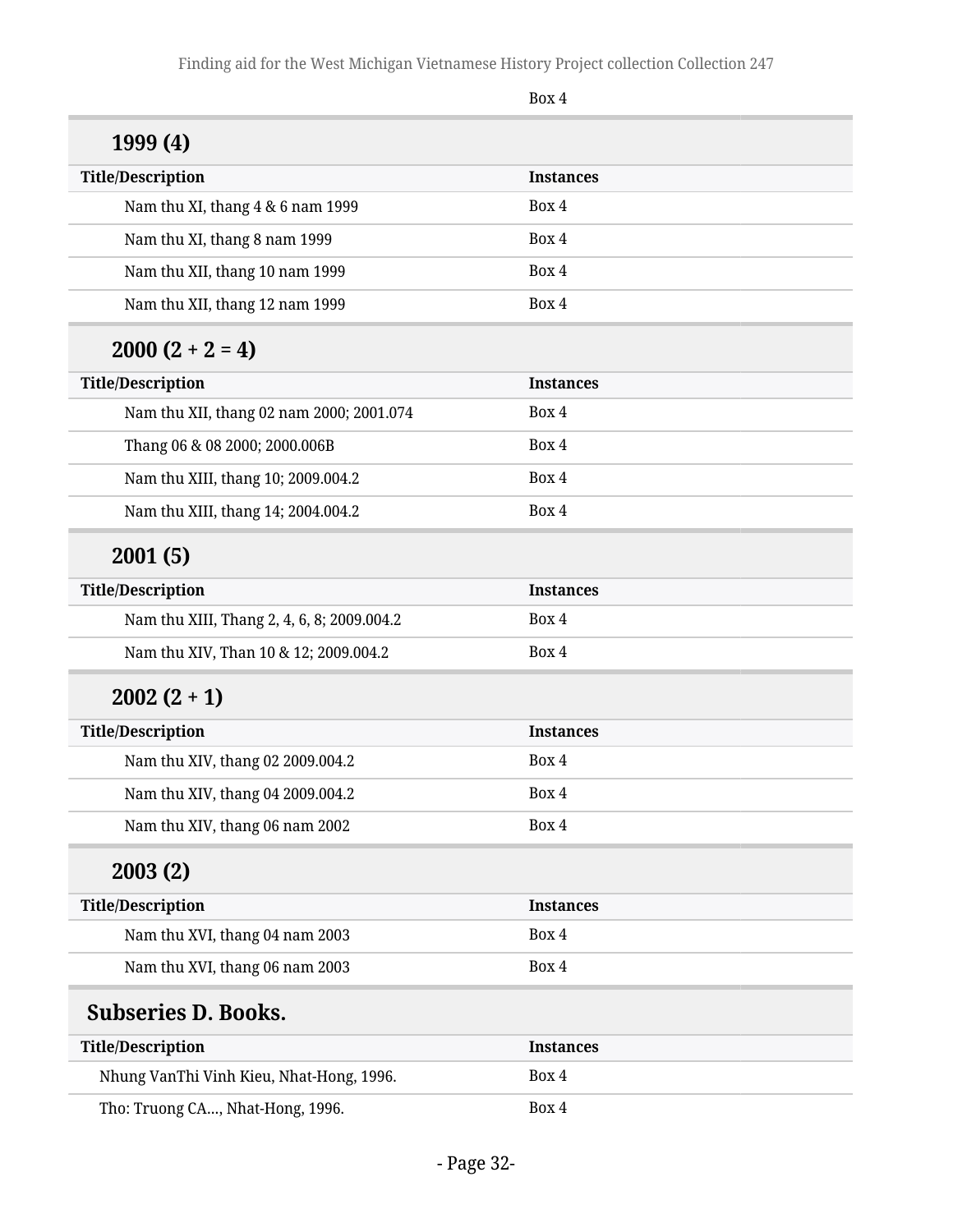| | Box 4 |
|---|---|

### 1999 (4)

| Title/Description | Instances |
|---|---|
| Nam thu XI, thang 4 & 6 nam 1999 | Box 4 |
| Nam thu XI, thang 8 nam 1999 | Box 4 |
| Nam thu XII, thang 10 nam 1999 | Box 4 |
| Nam thu XII, thang 12 nam 1999 | Box 4 |

### 2000 (2 + 2 = 4)

| Title/Description | Instances |
|---|---|
| Nam thu XII, thang 02 nam 2000; 2001.074 | Box 4 |
| Thang 06 & 08 2000; 2000.006B | Box 4 |
| Nam thu XIII, thang 10; 2009.004.2 | Box 4 |
| Nam thu XIII, thang 14; 2004.004.2 | Box 4 |

### 2001 (5)

| Title/Description | Instances |
|---|---|
| Nam thu XIII, Thang 2, 4, 6, 8; 2009.004.2 | Box 4 |
| Nam thu XIV, Than 10 & 12; 2009.004.2 | Box 4 |

### 2002 (2 + 1)

| Title/Description | Instances |
|---|---|
| Nam thu XIV, thang 02 2009.004.2 | Box 4 |
| Nam thu XIV, thang 04 2009.004.2 | Box 4 |
| Nam thu XIV, thang 06 nam 2002 | Box 4 |

### 2003 (2)

| Title/Description | Instances |
|---|---|
| Nam thu XVI, thang 04 nam 2003 | Box 4 |
| Nam thu XVI, thang 06 nam 2003 | Box 4 |

## Subseries D. Books.

| Title/Description | Instances |
|---|---|
| Nhung VanThi Vinh Kieu, Nhat-Hong, 1996. | Box 4 |
| Tho: Truong CA..., Nhat-Hong, 1996. | Box 4 |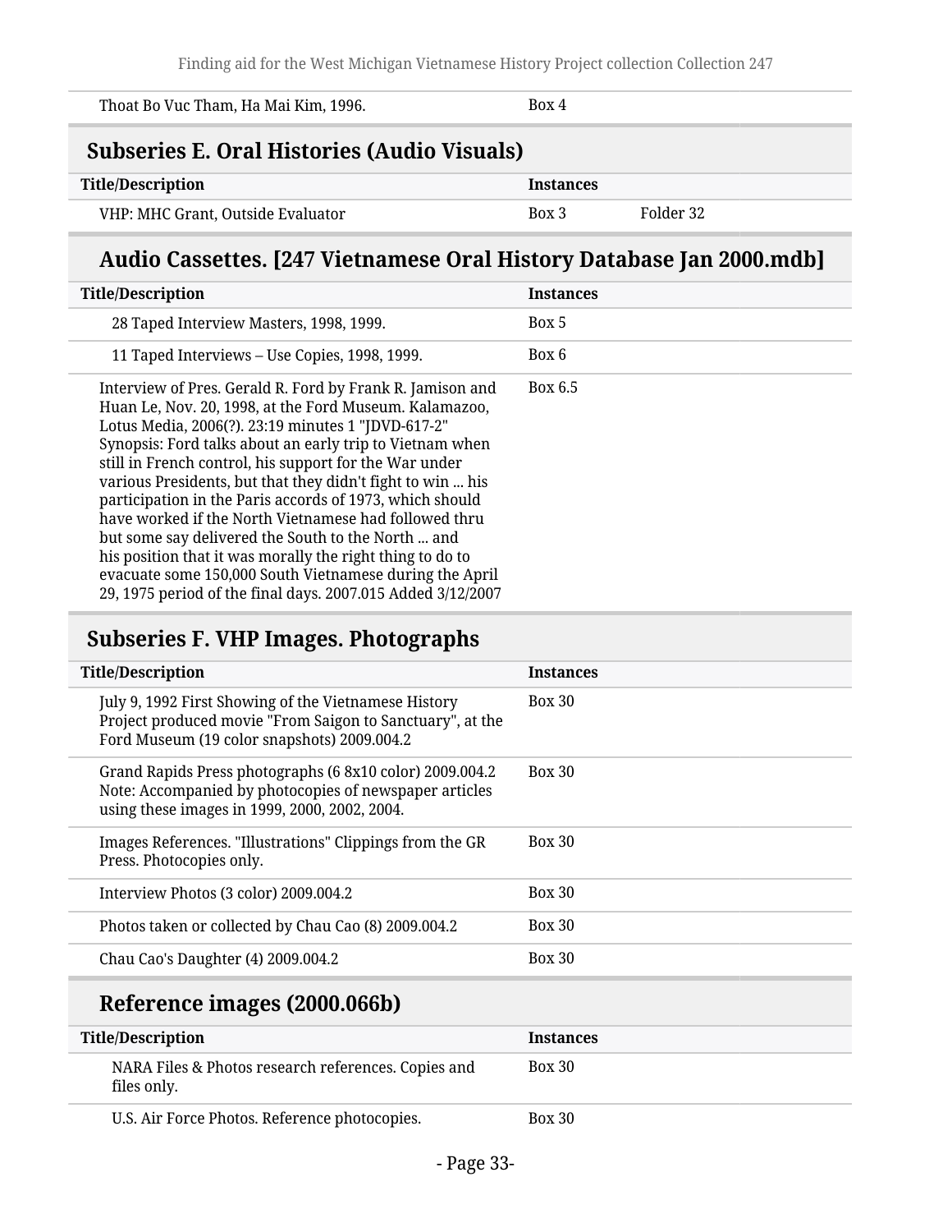| Title/Description | Instances | |
|---|---|---|
| Thoat Bo Vuc Tham, Ha Mai Kim, 1996. | Box 4 | |

## Subseries E. Oral Histories (Audio Visuals)

| Title/Description | Instances | |
|---|---|---|
| VHP: MHC Grant, Outside Evaluator | Box 3 | Folder 32 |

### Audio Cassettes. [247 Vietnamese Oral History Database Jan 2000.mdb]

| Title/Description | Instances |
|---|---|
| 28 Taped Interview Masters, 1998, 1999. | Box 5 |
| 11 Taped Interviews – Use Copies, 1998, 1999. | Box 6 |
| Interview of Pres. Gerald R. Ford by Frank R. Jamison and Huan Le, Nov. 20, 1998, at the Ford Museum. Kalamazoo, Lotus Media, 2006(?). 23:19 minutes 1 "JDVD-617-2" Synopsis: Ford talks about an early trip to Vietnam when still in French control, his support for the War under various Presidents, but that they didn't fight to win ... his participation in the Paris accords of 1973, which should have worked if the North Vietnamese had followed thru but some say delivered the South to the North ... and his position that it was morally the right thing to do to evacuate some 150,000 South Vietnamese during the April 29, 1975 period of the final days. 2007.015 Added 3/12/2007 | Box 6.5 |

## Subseries F. VHP Images. Photographs

| Title/Description | Instances |
|---|---|
| July 9, 1992 First Showing of the Vietnamese History Project produced movie "From Saigon to Sanctuary", at the Ford Museum (19 color snapshots) 2009.004.2 | Box 30 |
| Grand Rapids Press photographs (6 8x10 color) 2009.004.2 Note: Accompanied by photocopies of newspaper articles using these images in 1999, 2000, 2002, 2004. | Box 30 |
| Images References. "Illustrations" Clippings from the GR Press. Photocopies only. | Box 30 |
| Interview Photos (3 color) 2009.004.2 | Box 30 |
| Photos taken or collected by Chau Cao (8) 2009.004.2 | Box 30 |
| Chau Cao's Daughter (4) 2009.004.2 | Box 30 |

### Reference images (2000.066b)

| Title/Description | Instances |
|---|---|
| NARA Files & Photos research references. Copies and files only. | Box 30 |
| U.S. Air Force Photos. Reference photocopies. | Box 30 |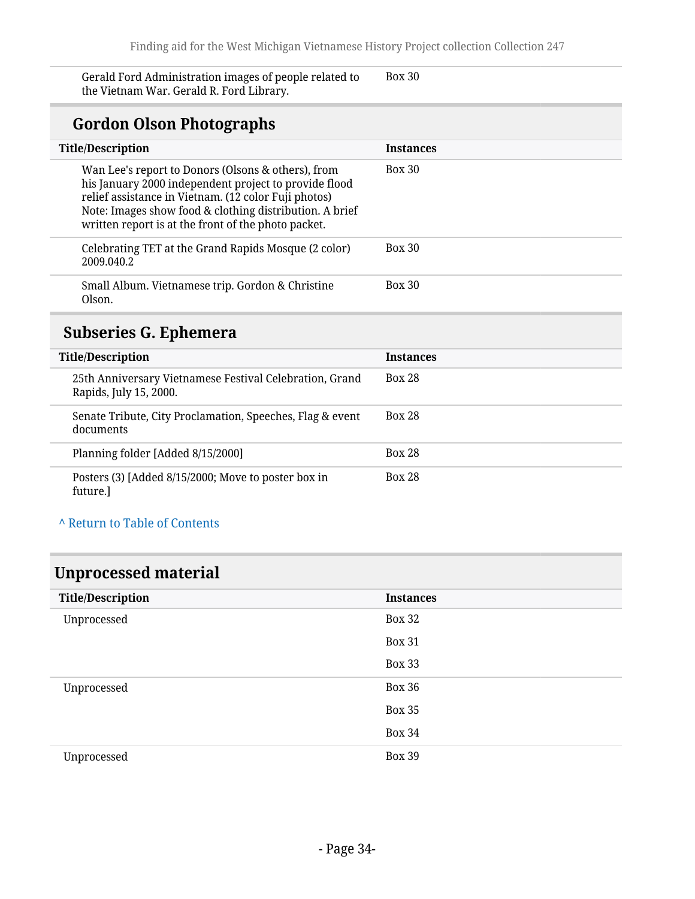| Title/Description | Instances |
| --- | --- |
| Gerald Ford Administration images of people related to the Vietnam War. Gerald R. Ford Library. | Box 30 |

### Gordon Olson Photographs

| Title/Description | Instances |
| --- | --- |
| Wan Lee's report to Donors (Olsons & others), from his January 2000 independent project to provide flood relief assistance in Vietnam. (12 color Fuji photos) Note: Images show food & clothing distribution. A brief written report is at the front of the photo packet. | Box 30 |
| Celebrating TET at the Grand Rapids Mosque (2 color) 2009.040.2 | Box 30 |
| Small Album. Vietnamese trip. Gordon & Christine Olson. | Box 30 |

### Subseries G. Ephemera

| Title/Description | Instances |
| --- | --- |
| 25th Anniversary Vietnamese Festival Celebration, Grand Rapids, July 15, 2000. | Box 28 |
| Senate Tribute, City Proclamation, Speeches, Flag & event documents | Box 28 |
| Planning folder [Added 8/15/2000] | Box 28 |
| Posters (3) [Added 8/15/2000; Move to poster box in future.] | Box 28 |

^ Return to Table of Contents

## Unprocessed material

| Title/Description | Instances |
| --- | --- |
| Unprocessed | Box 32 |
| | Box 31 |
| | Box 33 |
| Unprocessed | Box 36 |
| | Box 35 |
| | Box 34 |
| Unprocessed | Box 39 |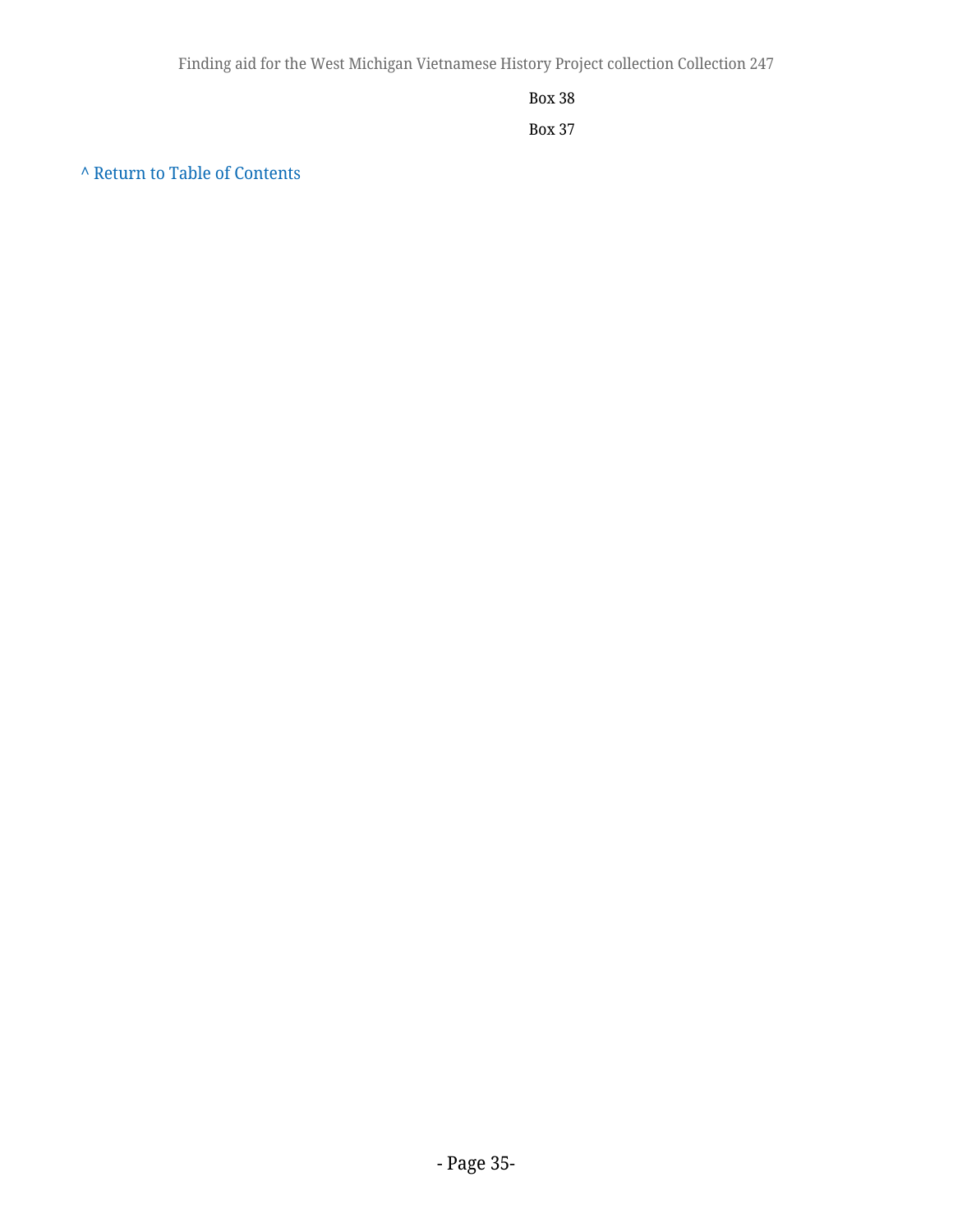Box 38

Box 37

^ Return to Table of Contents